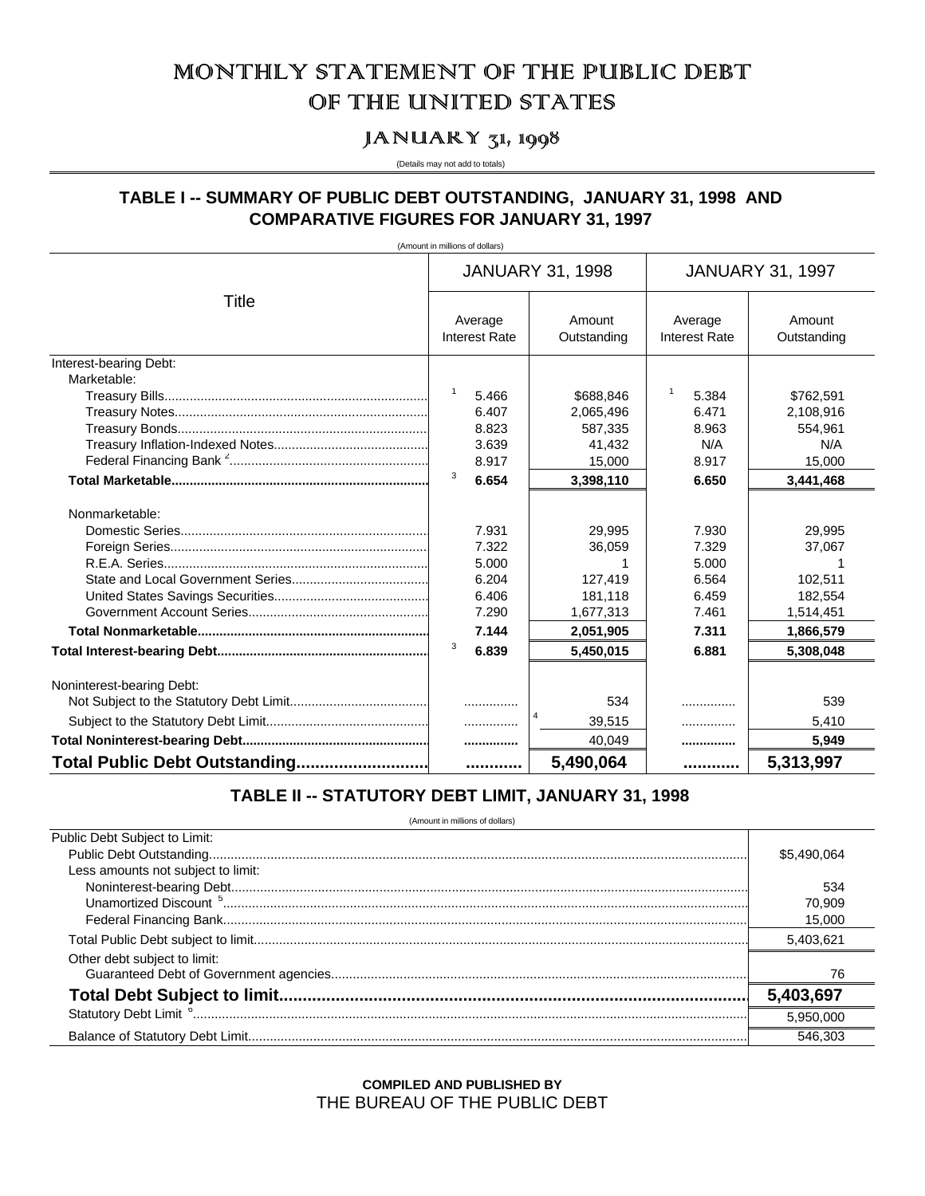# MONTHLY STATEMENT OF THE PUBLIC DEBT OF THE UNITED STATES

## JANUARY 31, 1998

(Details may not add to totals)

## TABLE I -- SUMMARY OF PUBLIC DEBT OUTSTANDING, JANUARY 31, 1998 AND COMPARATIVE FIGURES FOR JANUARY 31, 1997

(Amount in millions of dollars)

| Title | JANUARY 31, 1998 | | JANUARY 31, 1997 | |
|---|---|---|---|---|
| | Average Interest Rate | Amount Outstanding | Average Interest Rate | Amount Outstanding |
| Interest-bearing Debt: | | | | |
| Marketable: | | | | |
| Treasury Bills | [1] 5.466 | $688,846 | [1] 5.384 | $762,591 |
| Treasury Notes | 6.407 | 2,065,496 | 6.471 | 2,108,916 |
| Treasury Bonds | 8.823 | 587,335 | 8.963 | 554,961 |
| Treasury Inflation-Indexed Notes | 3.639 | 41,432 | N/A | N/A |
| Federal Financing Bank [2] | 8.917 | 15,000 | 8.917 | 15,000 |
| **Total Marketable** | [3] **6.654** | **3,398,110** | **6.650** | **3,441,468** |
| Nonmarketable: | | | | |
| Domestic Series | 7.931 | 29,995 | 7.930 | 29,995 |
| Foreign Series | 7.322 | 36,059 | 7.329 | 37,067 |
| R.E.A. Series | 5.000 | 1 | 5.000 | 1 |
| State and Local Government Series | 6.204 | 127,419 | 6.564 | 102,511 |
| United States Savings Securities | 6.406 | 181,118 | 6.459 | 182,554 |
| Government Account Series | 7.290 | 1,677,313 | 7.461 | 1,514,451 |
| **Total Nonmarketable** | **7.144** | **2,051,905** | **7.311** | **1,866,579** |
| **Total Interest-bearing Debt** | [3] **6.839** | **5,450,015** | **6.881** | **5,308,048** |
| Noninterest-bearing Debt: | | | | |
| Not Subject to the Statutory Debt Limit | ............... | 534 | ............... | 539 |
| Subject to the Statutory Debt Limit | ............... | [4] 39,515 | ............... | 5,410 |
| **Total Noninterest-bearing Debt** | ............... | 40,049 | ............... | **5,949** |
| **Total Public Debt Outstanding** | ............ | **5,490,064** | ............ | **5,313,997** |

## TABLE II -- STATUTORY DEBT LIMIT, JANUARY 31, 1998

(Amount in millions of dollars)

| | |
|---|---|
| Public Debt Subject to Limit: | |
| Public Debt Outstanding | $5,490,064 |
| Less amounts not subject to limit: | |
| Noninterest-bearing Debt | 534 |
| Unamortized Discount [5] | 70,909 |
| Federal Financing Bank | 15,000 |
| Total Public Debt subject to limit | 5,403,621 |
| Other debt subject to limit: | |
| Guaranteed Debt of Government agencies | 76 |
| **Total Debt Subject to limit** | **5,403,697** |
| Statutory Debt Limit [6] | 5,950,000 |
| Balance of Statutory Debt Limit | 546,303 |

**COMPILED AND PUBLISHED BY**
THE BUREAU OF THE PUBLIC DEBT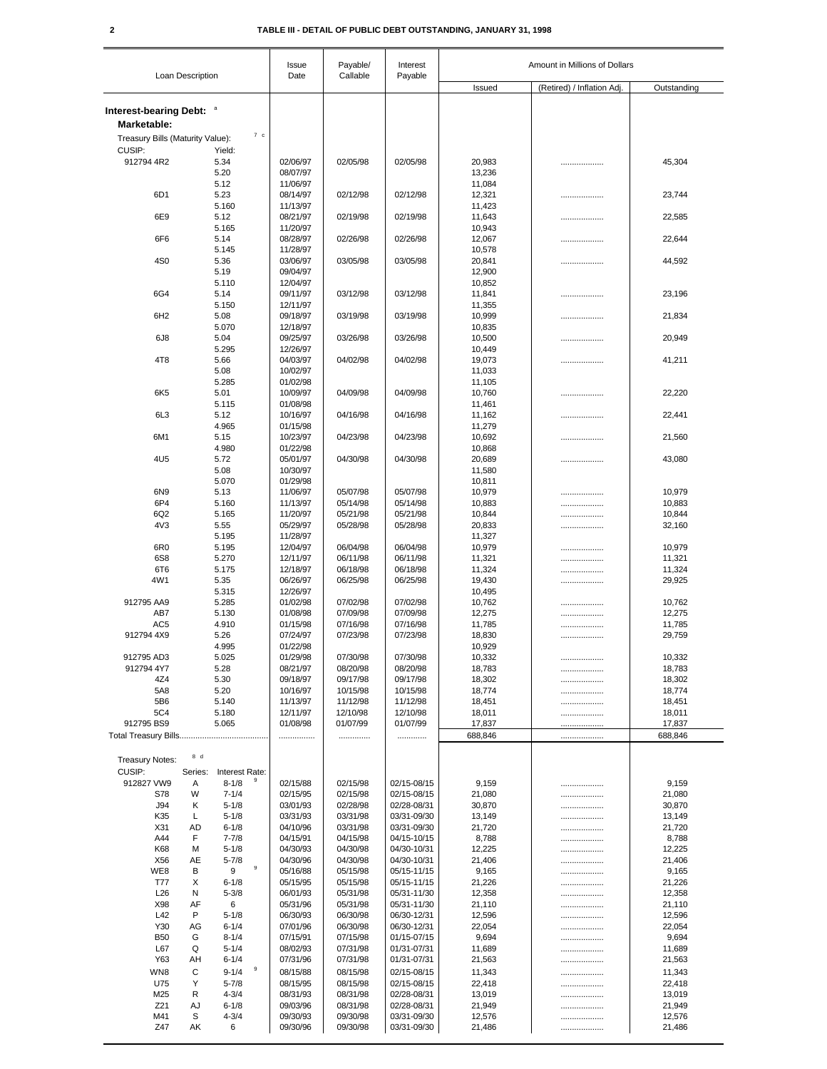## TABLE III - DETAIL OF PUBLIC DEBT OUTSTANDING, JANUARY 31, 1998

| Loan Description | | | Issue Date | Payable/ Callable | Interest Payable | Amount in Millions of Dollars | | |
|---|---|---|---|---|---|---|---|---|
| | | | | | | Issued | (Retired) / Inflation Adj. | Outstanding |
| **Interest-bearing Debt:** [a] | | | | | | | | |
| **Marketable:** | | | | | | | | |
| Treasury Bills (Maturity Value): [7] [c] | | | | | | | | |
| CUSIP: | | Yield: | | | | | | |
| 912794 4R2 | | 5.34 | 02/06/97 | 02/05/98 | 02/05/98 | 20,983 | .................. | 45,304 |
| | | 5.20 | 08/07/97 | | | 13,236 | | |
| | | 5.12 | 11/06/97 | | | 11,084 | | |
| 6D1 | | 5.23 | 08/14/97 | 02/12/98 | 02/12/98 | 12,321 | .................. | 23,744 |
| | | 5.160 | 11/13/97 | | | 11,423 | | |
| 6E9 | | 5.12 | 08/21/97 | 02/19/98 | 02/19/98 | 11,643 | .................. | 22,585 |
| | | 5.165 | 11/20/97 | | | 10,943 | | |
| 6F6 | | 5.14 | 08/28/97 | 02/26/98 | 02/26/98 | 12,067 | .................. | 22,644 |
| | | 5.145 | 11/28/97 | | | 10,578 | | |
| 4S0 | | 5.36 | 03/06/97 | 03/05/98 | 03/05/98 | 20,841 | .................. | 44,592 |
| | | 5.19 | 09/04/97 | | | 12,900 | | |
| | | 5.110 | 12/04/97 | | | 10,852 | | |
| 6G4 | | 5.14 | 09/11/97 | 03/12/98 | 03/12/98 | 11,841 | .................. | 23,196 |
| | | 5.150 | 12/11/97 | | | 11,355 | | |
| 6H2 | | 5.08 | 09/18/97 | 03/19/98 | 03/19/98 | 10,999 | .................. | 21,834 |
| | | 5.070 | 12/18/97 | | | 10,835 | | |
| 6J8 | | 5.04 | 09/25/97 | 03/26/98 | 03/26/98 | 10,500 | .................. | 20,949 |
| | | 5.295 | 12/26/97 | | | 10,449 | | |
| 4T8 | | 5.66 | 04/03/97 | 04/02/98 | 04/02/98 | 19,073 | .................. | 41,211 |
| | | 5.08 | 10/02/97 | | | 11,033 | | |
| | | 5.285 | 01/02/98 | | | 11,105 | | |
| 6K5 | | 5.01 | 10/09/97 | 04/09/98 | 04/09/98 | 10,760 | .................. | 22,220 |
| | | 5.115 | 01/08/98 | | | 11,461 | | |
| 6L3 | | 5.12 | 10/16/97 | 04/16/98 | 04/16/98 | 11,162 | .................. | 22,441 |
| | | 4.965 | 01/15/98 | | | 11,279 | | |
| 6M1 | | 5.15 | 10/23/97 | 04/23/98 | 04/23/98 | 10,692 | .................. | 21,560 |
| | | 4.980 | 01/22/98 | | | 10,868 | | |
| 4U5 | | 5.72 | 05/01/97 | 04/30/98 | 04/30/98 | 20,689 | .................. | 43,080 |
| | | 5.08 | 10/30/97 | | | 11,580 | | |
| | | 5.070 | 01/29/98 | | | 10,811 | | |
| 6N9 | | 5.13 | 11/06/97 | 05/07/98 | 05/07/98 | 10,979 | .................. | 10,979 |
| 6P4 | | 5.160 | 11/13/97 | 05/14/98 | 05/14/98 | 10,883 | .................. | 10,883 |
| 6Q2 | | 5.165 | 11/20/97 | 05/21/98 | 05/21/98 | 10,844 | .................. | 10,844 |
| 4V3 | | 5.55 | 05/29/97 | 05/28/98 | 05/28/98 | 20,833 | .................. | 32,160 |
| | | 5.195 | 11/28/97 | | | 11,327 | | |
| 6R0 | | 5.195 | 12/04/97 | 06/04/98 | 06/04/98 | 10,979 | .................. | 10,979 |
| 6S8 | | 5.270 | 12/11/97 | 06/11/98 | 06/11/98 | 11,321 | .................. | 11,321 |
| 6T6 | | 5.175 | 12/18/97 | 06/18/98 | 06/18/98 | 11,324 | .................. | 11,324 |
| 4W1 | | 5.35 | 06/26/97 | 06/25/98 | 06/25/98 | 19,430 | .................. | 29,925 |
| | | 5.315 | 12/26/97 | | | 10,495 | | |
| 912795 AA9 | | 5.285 | 01/02/98 | 07/02/98 | 07/02/98 | 10,762 | .................. | 10,762 |
| AB7 | | 5.130 | 01/08/98 | 07/09/98 | 07/09/98 | 12,275 | .................. | 12,275 |
| AC5 | | 4.910 | 01/15/98 | 07/16/98 | 07/16/98 | 11,785 | .................. | 11,785 |
| 912794 4X9 | | 5.26 | 07/24/97 | 07/23/98 | 07/23/98 | 18,830 | .................. | 29,759 |
| | | 4.995 | 01/22/98 | | | 10,929 | | |
| 912795 AD3 | | 5.025 | 01/29/98 | 07/30/98 | 07/30/98 | 10,332 | .................. | 10,332 |
| 912794 4Y7 | | 5.28 | 08/21/97 | 08/20/98 | 08/20/98 | 18,783 | .................. | 18,783 |
| 4Z4 | | 5.30 | 09/18/97 | 09/17/98 | 09/17/98 | 18,302 | .................. | 18,302 |
| 5A8 | | 5.20 | 10/16/97 | 10/15/98 | 10/15/98 | 18,774 | .................. | 18,774 |
| 5B6 | | 5.140 | 11/13/97 | 11/12/98 | 11/12/98 | 18,451 | .................. | 18,451 |
| 5C4 | | 5.180 | 12/11/97 | 12/10/98 | 12/10/98 | 18,011 | .................. | 18,011 |
| 912795 BS9 | | 5.065 | 01/08/98 | 01/07/99 | 01/07/99 | 17,837 | .................. | 17,837 |
| Total Treasury Bills...................................... | | | ................ | ............. | ............ | 688,846 | .................. | 688,846 |
| Treasury Notes: [8] [d] | | | | | | | | |
| CUSIP: | Series: | Interest Rate: | | | | | | |
| 912827 VW9 | A | 8-1/8 [9] | 02/15/88 | 02/15/98 | 02/15-08/15 | 9,159 | .................. | 9,159 |
| S78 | W | 7-1/4 | 02/15/95 | 02/15/98 | 02/15-08/15 | 21,080 | .................. | 21,080 |
| J94 | K | 5-1/8 | 03/01/93 | 02/28/98 | 02/28-08/31 | 30,870 | .................. | 30,870 |
| K35 | L | 5-1/8 | 03/31/93 | 03/31/98 | 03/31-09/30 | 13,149 | .................. | 13,149 |
| X31 | AD | 6-1/8 | 04/10/96 | 03/31/98 | 03/31-09/30 | 21,720 | .................. | 21,720 |
| A44 | F | 7-7/8 | 04/15/91 | 04/15/98 | 04/15-10/15 | 8,788 | .................. | 8,788 |
| K68 | M | 5-1/8 | 04/30/93 | 04/30/98 | 04/30-10/31 | 12,225 | .................. | 12,225 |
| X56 | AE | 5-7/8 | 04/30/96 | 04/30/98 | 04/30-10/31 | 21,406 | .................. | 21,406 |
| WE8 | B | 9 [9] | 05/16/88 | 05/15/98 | 05/15-11/15 | 9,165 | .................. | 9,165 |
| T77 | X | 6-1/8 | 05/15/95 | 05/15/98 | 05/15-11/15 | 21,226 | .................. | 21,226 |
| L26 | N | 5-3/8 | 06/01/93 | 05/31/98 | 05/31-11/30 | 12,358 | .................. | 12,358 |
| X98 | AF | 6 | 05/31/96 | 05/31/98 | 05/31-11/30 | 21,110 | .................. | 21,110 |
| L42 | P | 5-1/8 | 06/30/93 | 06/30/98 | 06/30-12/31 | 12,596 | .................. | 12,596 |
| Y30 | AG | 6-1/4 | 07/01/96 | 06/30/98 | 06/30-12/31 | 22,054 | .................. | 22,054 |
| B50 | G | 8-1/4 | 07/15/91 | 07/15/98 | 01/15-07/15 | 9,694 | .................. | 9,694 |
| L67 | Q | 5-1/4 | 08/02/93 | 07/31/98 | 01/31-07/31 | 11,689 | .................. | 11,689 |
| Y63 | AH | 6-1/4 | 07/31/96 | 07/31/98 | 01/31-07/31 | 21,563 | .................. | 21,563 |
| WN8 | C | 9-1/4 [9] | 08/15/88 | 08/15/98 | 02/15-08/15 | 11,343 | .................. | 11,343 |
| U75 | Y | 5-7/8 | 08/15/95 | 08/15/98 | 02/15-08/15 | 22,418 | .................. | 22,418 |
| M25 | R | 4-3/4 | 08/31/93 | 08/31/98 | 02/28-08/31 | 13,019 | .................. | 13,019 |
| Z21 | AJ | 6-1/8 | 09/03/96 | 08/31/98 | 02/28-08/31 | 21,949 | .................. | 21,949 |
| M41 | S | 4-3/4 | 09/30/93 | 09/30/98 | 03/31-09/30 | 12,576 | .................. | 12,576 |
| Z47 | AK | 6 | 09/30/96 | 09/30/98 | 03/31-09/30 | 21,486 | .................. | 21,486 |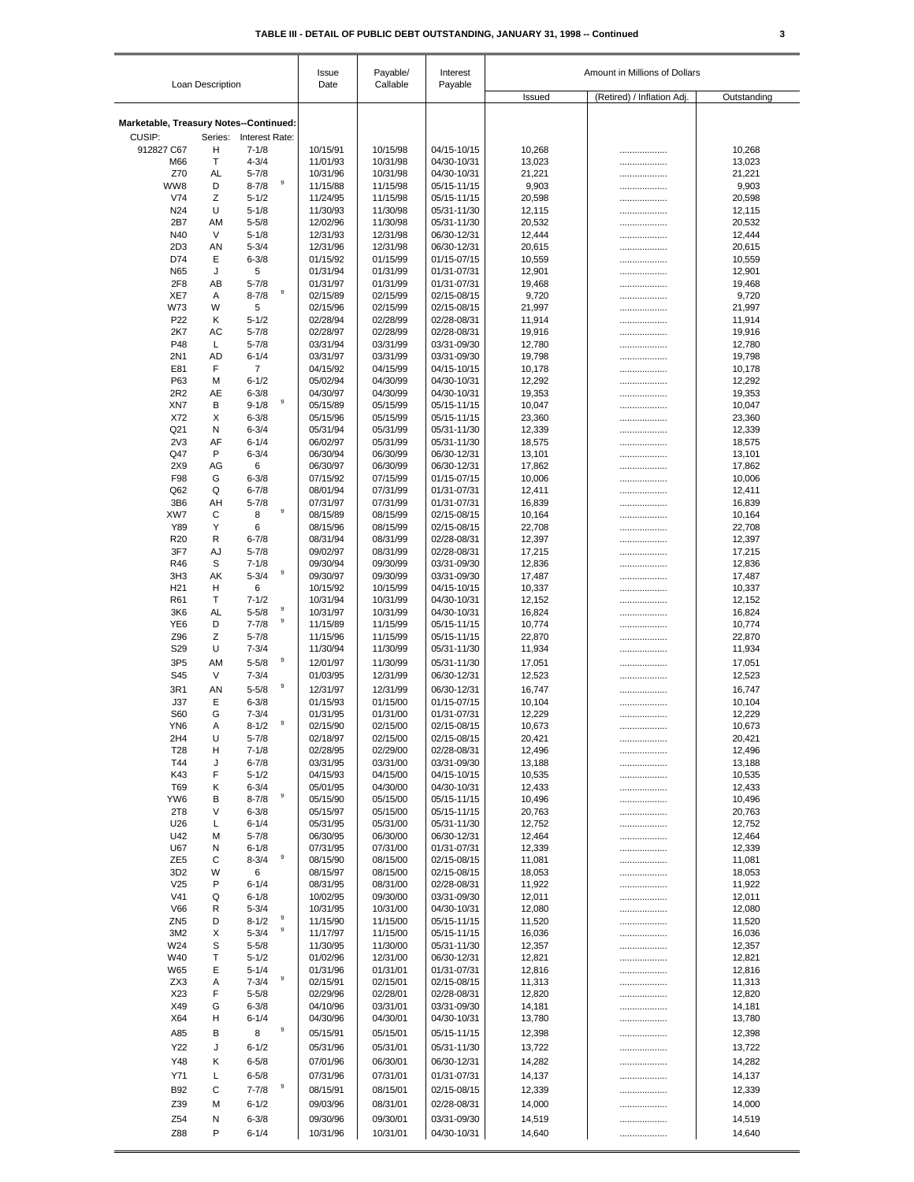**TABLE III - DETAIL OF PUBLIC DEBT OUTSTANDING, JANUARY 31, 1998 -- Continued**

| Loan Description | | | Issue Date | Payable/ Callable | Interest Payable | Amount in Millions of Dollars | | |
|---|---|---|---|---|---|---|---|---|
| | | | | | | Issued | (Retired) / Inflation Adj. | Outstanding |
| **Marketable, Treasury Notes--Continued:** | | | | | | | | |
| CUSIP: | Series: | Interest Rate: | | | | | | |
| 912827 C67 | H | 7-1/8 | 10/15/91 | 10/15/98 | 04/15-10/15 | 10,268 | .................. | 10,268 |
| M66 | T | 4-3/4 | 11/01/93 | 10/31/98 | 04/30-10/31 | 13,023 | .................. | 13,023 |
| Z70 | AL | 5-7/8 | 10/31/96 | 10/31/98 | 04/30-10/31 | 21,221 | .................. | 21,221 |
| WW8 | D | 8-7/8 [9] | 11/15/88 | 11/15/98 | 05/15-11/15 | 9,903 | .................. | 9,903 |
| V74 | Z | 5-1/2 | 11/24/95 | 11/15/98 | 05/15-11/15 | 20,598 | .................. | 20,598 |
| N24 | U | 5-1/8 | 11/30/93 | 11/30/98 | 05/31-11/30 | 12,115 | .................. | 12,115 |
| 2B7 | AM | 5-5/8 | 12/02/96 | 11/30/98 | 05/31-11/30 | 20,532 | .................. | 20,532 |
| N40 | V | 5-1/8 | 12/31/93 | 12/31/98 | 06/30-12/31 | 12,444 | .................. | 12,444 |
| 2D3 | AN | 5-3/4 | 12/31/96 | 12/31/98 | 06/30-12/31 | 20,615 | .................. | 20,615 |
| D74 | E | 6-3/8 | 01/15/92 | 01/15/99 | 01/15-07/15 | 10,559 | .................. | 10,559 |
| N65 | J | 5 | 01/31/94 | 01/31/99 | 01/31-07/31 | 12,901 | .................. | 12,901 |
| 2F8 | AB | 5-7/8 | 01/31/97 | 01/31/99 | 01/31-07/31 | 19,468 | .................. | 19,468 |
| XE7 | A | 8-7/8 [9] | 02/15/89 | 02/15/99 | 02/15-08/15 | 9,720 | .................. | 9,720 |
| W73 | W | 5 | 02/15/96 | 02/15/99 | 02/15-08/15 | 21,997 | .................. | 21,997 |
| P22 | K | 5-1/2 | 02/28/94 | 02/28/99 | 02/28-08/31 | 11,914 | .................. | 11,914 |
| 2K7 | AC | 5-7/8 | 02/28/97 | 02/28/99 | 02/28-08/31 | 19,916 | .................. | 19,916 |
| P48 | L | 5-7/8 | 03/31/94 | 03/31/99 | 03/31-09/30 | 12,780 | .................. | 12,780 |
| 2N1 | AD | 6-1/4 | 03/31/97 | 03/31/99 | 03/31-09/30 | 19,798 | .................. | 19,798 |
| E81 | F | 7 | 04/15/92 | 04/15/99 | 04/15-10/15 | 10,178 | .................. | 10,178 |
| P63 | M | 6-1/2 | 05/02/94 | 04/30/99 | 04/30-10/31 | 12,292 | .................. | 12,292 |
| 2R2 | AE | 6-3/8 | 04/30/97 | 04/30/99 | 04/30-10/31 | 19,353 | .................. | 19,353 |
| XN7 | B | 9-1/8 [9] | 05/15/89 | 05/15/99 | 05/15-11/15 | 10,047 | .................. | 10,047 |
| X72 | X | 6-3/8 | 05/15/96 | 05/15/99 | 05/15-11/15 | 23,360 | .................. | 23,360 |
| Q21 | N | 6-3/4 | 05/31/94 | 05/31/99 | 05/31-11/30 | 12,339 | .................. | 12,339 |
| 2V3 | AF | 6-1/4 | 06/02/97 | 05/31/99 | 05/31-11/30 | 18,575 | .................. | 18,575 |
| Q47 | P | 6-3/4 | 06/30/94 | 06/30/99 | 06/30-12/31 | 13,101 | .................. | 13,101 |
| 2X9 | AG | 6 | 06/30/97 | 06/30/99 | 06/30-12/31 | 17,862 | .................. | 17,862 |
| F98 | G | 6-3/8 | 07/15/92 | 07/15/99 | 01/15-07/15 | 10,006 | .................. | 10,006 |
| Q62 | Q | 6-7/8 | 08/01/94 | 07/31/99 | 01/31-07/31 | 12,411 | .................. | 12,411 |
| 3B6 | AH | 5-7/8 | 07/31/97 | 07/31/99 | 01/31-07/31 | 16,839 | .................. | 16,839 |
| XW7 | C | 8 [9] | 08/15/89 | 08/15/99 | 02/15-08/15 | 10,164 | .................. | 10,164 |
| Y89 | Y | 6 | 08/15/96 | 08/15/99 | 02/15-08/15 | 22,708 | .................. | 22,708 |
| R20 | R | 6-7/8 | 08/31/94 | 08/31/99 | 02/28-08/31 | 12,397 | .................. | 12,397 |
| 3F7 | AJ | 5-7/8 | 09/02/97 | 08/31/99 | 02/28-08/31 | 17,215 | .................. | 17,215 |
| R46 | S | 7-1/8 | 09/30/94 | 09/30/99 | 03/31-09/30 | 12,836 | .................. | 12,836 |
| 3H3 | AK | 5-3/4 [9] | 09/30/97 | 09/30/99 | 03/31-09/30 | 17,487 | .................. | 17,487 |
| H21 | H | 6 | 10/15/92 | 10/15/99 | 04/15-10/15 | 10,337 | .................. | 10,337 |
| R61 | T | 7-1/2 | 10/31/94 | 10/31/99 | 04/30-10/31 | 12,152 | .................. | 12,152 |
| 3K6 | AL | 5-5/8 [9] | 10/31/97 | 10/31/99 | 04/30-10/31 | 16,824 | .................. | 16,824 |
| YE6 | D | 7-7/8 [9] | 11/15/89 | 11/15/99 | 05/15-11/15 | 10,774 | .................. | 10,774 |
| Z96 | Z | 5-7/8 | 11/15/96 | 11/15/99 | 05/15-11/15 | 22,870 | .................. | 22,870 |
| S29 | U | 7-3/4 | 11/30/94 | 11/30/99 | 05/31-11/30 | 11,934 | .................. | 11,934 |
| 3P5 | AM | 5-5/8 [9] | 12/01/97 | 11/30/99 | 05/31-11/30 | 17,051 | .................. | 17,051 |
| S45 | V | 7-3/4 | 01/03/95 | 12/31/99 | 06/30-12/31 | 12,523 | .................. | 12,523 |
| 3R1 | AN | 5-5/8 [9] | 12/31/97 | 12/31/99 | 06/30-12/31 | 16,747 | .................. | 16,747 |
| J37 | E | 6-3/8 | 01/15/93 | 01/15/00 | 01/15-07/15 | 10,104 | .................. | 10,104 |
| S60 | G | 7-3/4 | 01/31/95 | 01/31/00 | 01/31-07/31 | 12,229 | .................. | 12,229 |
| YN6 | A | 8-1/2 [9] | 02/15/90 | 02/15/00 | 02/15-08/15 | 10,673 | .................. | 10,673 |
| 2H4 | U | 5-7/8 | 02/18/97 | 02/15/00 | 02/15-08/15 | 20,421 | .................. | 20,421 |
| T28 | H | 7-1/8 | 02/28/95 | 02/29/00 | 02/28-08/31 | 12,496 | .................. | 12,496 |
| T44 | J | 6-7/8 | 03/31/95 | 03/31/00 | 03/31-09/30 | 13,188 | .................. | 13,188 |
| K43 | F | 5-1/2 | 04/15/93 | 04/15/00 | 04/15-10/15 | 10,535 | .................. | 10,535 |
| T69 | K | 6-3/4 | 05/01/95 | 04/30/00 | 04/30-10/31 | 12,433 | .................. | 12,433 |
| YW6 | B | 8-7/8 [9] | 05/15/90 | 05/15/00 | 05/15-11/15 | 10,496 | .................. | 10,496 |
| 2T8 | V | 6-3/8 | 05/15/97 | 05/15/00 | 05/15-11/15 | 20,763 | .................. | 20,763 |
| U26 | L | 6-1/4 | 05/31/95 | 05/31/00 | 05/31-11/30 | 12,752 | .................. | 12,752 |
| U42 | M | 5-7/8 | 06/30/95 | 06/30/00 | 06/30-12/31 | 12,464 | .................. | 12,464 |
| U67 | N | 6-1/8 | 07/31/95 | 07/31/00 | 01/31-07/31 | 12,339 | .................. | 12,339 |
| ZE5 | C | 8-3/4 [9] | 08/15/90 | 08/15/00 | 02/15-08/15 | 11,081 | .................. | 11,081 |
| 3D2 | W | 6 | 08/15/97 | 08/15/00 | 02/15-08/15 | 18,053 | .................. | 18,053 |
| V25 | P | 6-1/4 | 08/31/95 | 08/31/00 | 02/28-08/31 | 11,922 | .................. | 11,922 |
| V41 | Q | 6-1/8 | 10/02/95 | 09/30/00 | 03/31-09/30 | 12,011 | .................. | 12,011 |
| V66 | R | 5-3/4 | 10/31/95 | 10/31/00 | 04/30-10/31 | 12,080 | .................. | 12,080 |
| ZN5 | D | 8-1/2 [9] | 11/15/90 | 11/15/00 | 05/15-11/15 | 11,520 | .................. | 11,520 |
| 3M2 | X | 5-3/4 [9] | 11/17/97 | 11/15/00 | 05/15-11/15 | 16,036 | .................. | 16,036 |
| W24 | S | 5-5/8 | 11/30/95 | 11/30/00 | 05/31-11/30 | 12,357 | .................. | 12,357 |
| W40 | T | 5-1/2 | 01/02/96 | 12/31/00 | 06/30-12/31 | 12,821 | .................. | 12,821 |
| W65 | E | 5-1/4 | 01/31/96 | 01/31/01 | 01/31-07/31 | 12,816 | .................. | 12,816 |
| ZX3 | A | 7-3/4 [9] | 02/15/91 | 02/15/01 | 02/15-08/15 | 11,313 | .................. | 11,313 |
| X23 | F | 5-5/8 | 02/29/96 | 02/28/01 | 02/28-08/31 | 12,820 | .................. | 12,820 |
| X49 | G | 6-3/8 | 04/10/96 | 03/31/01 | 03/31-09/30 | 14,181 | .................. | 14,181 |
| X64 | H | 6-1/4 | 04/30/96 | 04/30/01 | 04/30-10/31 | 13,780 | .................. | 13,780 |
| A85 | B | 8 [9] | 05/15/91 | 05/15/01 | 05/15-11/15 | 12,398 | .................. | 12,398 |
| Y22 | J | 6-1/2 | 05/31/96 | 05/31/01 | 05/31-11/30 | 13,722 | .................. | 13,722 |
| Y48 | K | 6-5/8 | 07/01/96 | 06/30/01 | 06/30-12/31 | 14,282 | .................. | 14,282 |
| Y71 | L | 6-5/8 | 07/31/96 | 07/31/01 | 01/31-07/31 | 14,137 | .................. | 14,137 |
| B92 | C | 7-7/8 [9] | 08/15/91 | 08/15/01 | 02/15-08/15 | 12,339 | .................. | 12,339 |
| Z39 | M | 6-1/2 | 09/03/96 | 08/31/01 | 02/28-08/31 | 14,000 | .................. | 14,000 |
| Z54 | N | 6-3/8 | 09/30/96 | 09/30/01 | 03/31-09/30 | 14,519 | .................. | 14,519 |
| Z88 | P | 6-1/4 | 10/31/96 | 10/31/01 | 04/30-10/31 | 14,640 | .................. | 14,640 |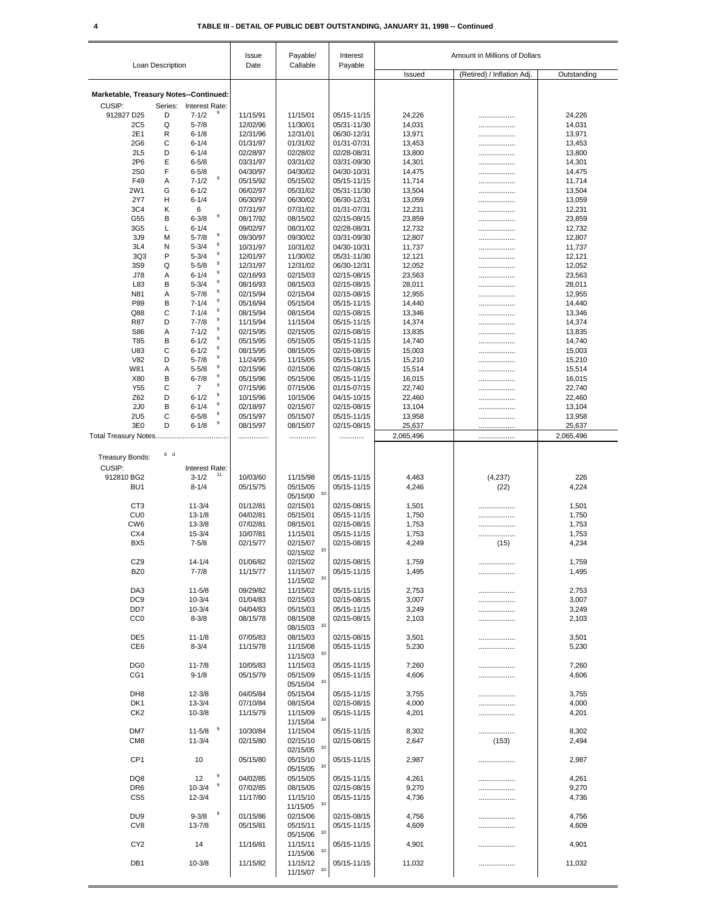# TABLE III - DETAIL OF PUBLIC DEBT OUTSTANDING, JANUARY 31, 1998 -- Continued

| Loan Description | | | Issue Date | Payable/ Callable | Interest Payable | Amount in Millions of Dollars | | |
|---|---|---|---|---|---|---|---|---|
| | | | | | | Issued | (Retired) / Inflation Adj. | Outstanding |
| **Marketable, Treasury Notes--Continued:** | | | | | | | | |
| CUSIP: | Series: | Interest Rate: | | | | | | |
| 912827 D25 | D | 7-1/2 [9] | 11/15/91 | 11/15/01 | 05/15-11/15 | 24,226 | ................... | 24,226 |
| 2C5 | Q | 5-7/8 | 12/02/96 | 11/30/01 | 05/31-11/30 | 14,031 | ................... | 14,031 |
| 2E1 | R | 6-1/8 | 12/31/96 | 12/31/01 | 06/30-12/31 | 13,971 | ................... | 13,971 |
| 2G6 | C | 6-1/4 | 01/31/97 | 01/31/02 | 01/31-07/31 | 13,453 | ................... | 13,453 |
| 2L5 | D | 6-1/4 | 02/28/97 | 02/28/02 | 02/28-08/31 | 13,800 | ................... | 13,800 |
| 2P6 | E | 6-5/8 | 03/31/97 | 03/31/02 | 03/31-09/30 | 14,301 | ................... | 14,301 |
| 2S0 | F | 6-5/8 | 04/30/97 | 04/30/02 | 04/30-10/31 | 14,475 | ................... | 14,475 |
| F49 | A | 7-1/2 [9] | 05/15/92 | 05/15/02 | 05/15-11/15 | 11,714 | ................... | 11,714 |
| 2W1 | G | 6-1/2 | 06/02/97 | 05/31/02 | 05/31-11/30 | 13,504 | ................... | 13,504 |
| 2Y7 | H | 6-1/4 | 06/30/97 | 06/30/02 | 06/30-12/31 | 13,059 | ................... | 13,059 |
| 3C4 | K | 6 | 07/31/97 | 07/31/02 | 01/31-07/31 | 12,231 | ................... | 12,231 |
| G55 | B | 6-3/8 [9] | 08/17/92 | 08/15/02 | 02/15-08/15 | 23,859 | ................... | 23,859 |
| 3G5 | L | 6-1/4 | 09/02/97 | 08/31/02 | 02/28-08/31 | 12,732 | ................... | 12,732 |
| 3J9 | M | 5-7/8 [9] | 09/30/97 | 09/30/02 | 03/31-09/30 | 12,807 | ................... | 12,807 |
| 3L4 | N | 5-3/4 [9] | 10/31/97 | 10/31/02 | 04/30-10/31 | 11,737 | ................... | 11,737 |
| 3Q3 | P | 5-3/4 [9] | 12/01/97 | 11/30/02 | 05/31-11/30 | 12,121 | ................... | 12,121 |
| 3S9 | Q | 5-5/8 [9] | 12/31/97 | 12/31/02 | 06/30-12/31 | 12,052 | ................... | 12,052 |
| J78 | A | 6-1/4 [9] | 02/16/93 | 02/15/03 | 02/15-08/15 | 23,563 | ................... | 23,563 |
| L83 | B | 5-3/4 [9] | 08/16/93 | 08/15/03 | 02/15-08/15 | 28,011 | ................... | 28,011 |
| N81 | A | 5-7/8 [9] | 02/15/94 | 02/15/04 | 02/15-08/15 | 12,955 | ................... | 12,955 |
| P89 | B | 7-1/4 [9] | 05/16/94 | 05/15/04 | 05/15-11/15 | 14,440 | ................... | 14,440 |
| Q88 | C | 7-1/4 [9] | 08/15/94 | 08/15/04 | 02/15-08/15 | 13,346 | ................... | 13,346 |
| R87 | D | 7-7/8 [9] | 11/15/94 | 11/15/04 | 05/15-11/15 | 14,374 | ................... | 14,374 |
| S86 | A | 7-1/2 [9] | 02/15/95 | 02/15/05 | 02/15-08/15 | 13,835 | ................... | 13,835 |
| T85 | B | 6-1/2 [9] | 05/15/95 | 05/15/05 | 05/15-11/15 | 14,740 | ................... | 14,740 |
| U83 | C | 6-1/2 [9] | 08/15/95 | 08/15/05 | 02/15-08/15 | 15,003 | ................... | 15,003 |
| V82 | D | 5-7/8 [9] | 11/24/95 | 11/15/05 | 05/15-11/15 | 15,210 | ................... | 15,210 |
| W81 | A | 5-5/8 [9] | 02/15/96 | 02/15/06 | 02/15-08/15 | 15,514 | ................... | 15,514 |
| X80 | B | 6-7/8 [9] | 05/15/96 | 05/15/06 | 05/15-11/15 | 16,015 | ................... | 16,015 |
| Y55 | C | 7 [9] | 07/15/96 | 07/15/06 | 01/15-07/15 | 22,740 | ................... | 22,740 |
| Z62 | D | 6-1/2 [9] | 10/15/96 | 10/15/06 | 04/15-10/15 | 22,460 | ................... | 22,460 |
| 2J0 | B | 6-1/4 [9] | 02/18/97 | 02/15/07 | 02/15-08/15 | 13,104 | ................... | 13,104 |
| 2U5 | C | 6-5/8 [9] | 05/15/97 | 05/15/07 | 05/15-11/15 | 13,958 | ................... | 13,958 |
| 3E0 | D | 6-1/8 [9] | 08/15/97 | 08/15/07 | 02/15-08/15 | 25,637 | ................... | 25,637 |
| Total Treasury Notes...................................... | | | ................ | .............. | ............. | 2,065,496 | ................... | 2,065,496 |
| Treasury Bonds: [8] [d] | | | | | | | | |
| CUSIP: | | Interest Rate: | | | | | | |
| 912810 BG2 | | 3-1/2 [11] | 10/03/60 | 11/15/98 | 05/15-11/15 | 4,463 | (4,237) | 226 |
| BU1 | | 8-1/4 | 05/15/75 | 05/15/05<br>05/15/00 [10] | 05/15-11/15 | 4,246 | (22) | 4,224 |
| CT3 | | 11-3/4 | 01/12/81 | 02/15/01 | 02/15-08/15 | 1,501 | ................... | 1,501 |
| CU0 | | 13-1/8 | 04/02/81 | 05/15/01 | 05/15-11/15 | 1,750 | ................... | 1,750 |
| CW6 | | 13-3/8 | 07/02/81 | 08/15/01 | 02/15-08/15 | 1,753 | ................... | 1,753 |
| CX4 | | 15-3/4 | 10/07/81 | 11/15/01 | 05/15-11/15 | 1,753 | ................... | 1,753 |
| BX5 | | 7-5/8 | 02/15/77 | 02/15/07<br>02/15/02 [10] | 02/15-08/15 | 4,249 | (15) | 4,234 |
| CZ9 | | 14-1/4 | 01/06/82 | 02/15/02 | 02/15-08/15 | 1,759 | ................... | 1,759 |
| BZ0 | | 7-7/8 | 11/15/77 | 11/15/07<br>11/15/02 [10] | 05/15-11/15 | 1,495 | ................... | 1,495 |
| DA3 | | 11-5/8 | 09/29/82 | 11/15/02 | 05/15-11/15 | 2,753 | ................... | 2,753 |
| DC9 | | 10-3/4 | 01/04/83 | 02/15/03 | 02/15-08/15 | 3,007 | ................... | 3,007 |
| DD7 | | 10-3/4 | 04/04/83 | 05/15/03 | 05/15-11/15 | 3,249 | ................... | 3,249 |
| CC0 | | 8-3/8 | 08/15/78 | 08/15/08<br>08/15/03 [10] | 02/15-08/15 | 2,103 | ................... | 2,103 |
| DE5 | | 11-1/8 | 07/05/83 | 08/15/03 | 02/15-08/15 | 3,501 | ................... | 3,501 |
| CE6 | | 8-3/4 | 11/15/78 | 11/15/08<br>11/15/03 [10] | 05/15-11/15 | 5,230 | ................... | 5,230 |
| DG0 | | 11-7/8 | 10/05/83 | 11/15/03 | 05/15-11/15 | 7,260 | ................... | 7,260 |
| CG1 | | 9-1/8 | 05/15/79 | 05/15/09<br>05/15/04 [10] | 05/15-11/15 | 4,606 | ................... | 4,606 |
| DH8 | | 12-3/8 | 04/05/84 | 05/15/04 | 05/15-11/15 | 3,755 | ................... | 3,755 |
| DK1 | | 13-3/4 | 07/10/84 | 08/15/04 | 02/15-08/15 | 4,000 | ................... | 4,000 |
| CK2 | | 10-3/8 | 11/15/79 | 11/15/09<br>11/15/04 [10] | 05/15-11/15 | 4,201 | ................... | 4,201 |
| DM7 | | 11-5/8 [9] | 10/30/84 | 11/15/04 | 05/15-11/15 | 8,302 | ................... | 8,302 |
| CM8 | | 11-3/4 | 02/15/80 | 02/15/10<br>02/15/05 [10] | 02/15-08/15 | 2,647 | (153) | 2,494 |
| CP1 | | 10 | 05/15/80 | 05/15/10<br>05/15/05 [10] | 05/15-11/15 | 2,987 | ................... | 2,987 |
| DQ8 | | 12 [9] | 04/02/85 | 05/15/05 | 05/15-11/15 | 4,261 | ................... | 4,261 |
| DR6 | | 10-3/4 [9] | 07/02/85 | 08/15/05 | 02/15-08/15 | 9,270 | ................... | 9,270 |
| CS5 | | 12-3/4 | 11/17/80 | 11/15/10<br>11/15/05 [10] | 05/15-11/15 | 4,736 | ................... | 4,736 |
| DU9 | | 9-3/8 [9] | 01/15/86 | 02/15/06 | 02/15-08/15 | 4,756 | ................... | 4,756 |
| CV8 | | 13-7/8 | 05/15/81 | 05/15/11<br>05/15/06 [10] | 05/15-11/15 | 4,609 | ................... | 4,609 |
| CY2 | | 14 | 11/16/81 | 11/15/11<br>11/15/06 [10] | 05/15-11/15 | 4,901 | ................... | 4,901 |
| DB1 | | 10-3/8 | 11/15/82 | 11/15/12<br>11/15/07 [10] | 05/15-11/15 | 11,032 | ................... | 11,032 |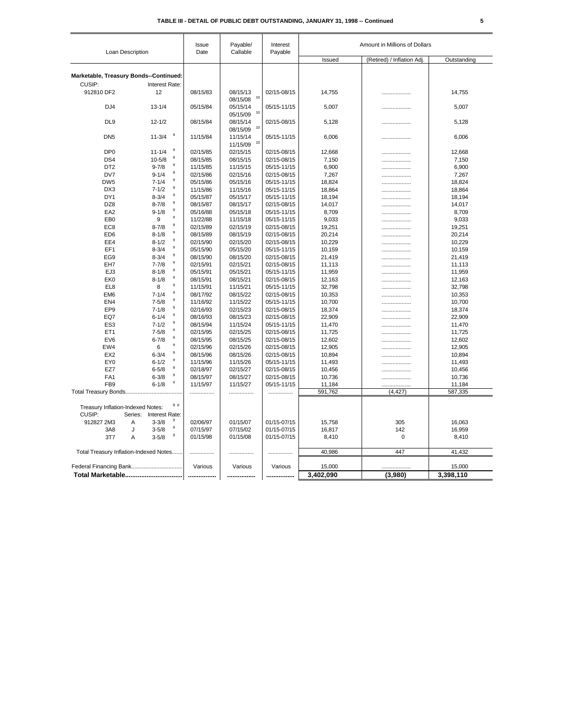**TABLE III - DETAIL OF PUBLIC DEBT OUTSTANDING, JANUARY 31, 1998 -- Continued**

| Loan Description | | | Issue Date | Payable/ Callable | Interest Payable | Amount in Millions of Dollars | | |
|---|---|---|---|---|---|---|---|---|
| | | | | | | Issued | (Retired) / Inflation Adj. | Outstanding |
| **Marketable, Treasury Bonds--Continued:** | | | | | | | | |
| CUSIP: | | Interest Rate: | | | | | | |
| 912810 DF2 | | 12 | 08/15/83 | 08/15/13 08/15/08 [10] | 02/15-08/15 | 14,755 | .................. | 14,755 |
| DJ4 | | 13-1/4 | 05/15/84 | 05/15/14 05/15/09 [10] | 05/15-11/15 | 5,007 | .................. | 5,007 |
| DL9 | | 12-1/2 | 08/15/84 | 08/15/14 08/15/09 [10] | 02/15-08/15 | 5,128 | .................. | 5,128 |
| DN5 | | 11-3/4 [9] | 11/15/84 | 11/15/14 11/15/09 [10] | 05/15-11/15 | 6,006 | .................. | 6,006 |
| DP0 | | 11-1/4 [9] | 02/15/85 | 02/15/15 | 02/15-08/15 | 12,668 | .................. | 12,668 |
| DS4 | | 10-5/8 [9] | 08/15/85 | 08/15/15 | 02/15-08/15 | 7,150 | .................. | 7,150 |
| DT2 | | 9-7/8 [9] | 11/15/85 | 11/15/15 | 05/15-11/15 | 6,900 | .................. | 6,900 |
| DV7 | | 9-1/4 [9] | 02/15/86 | 02/15/16 | 02/15-08/15 | 7,267 | .................. | 7,267 |
| DW5 | | 7-1/4 [9] | 05/15/86 | 05/15/16 | 05/15-11/15 | 18,824 | .................. | 18,824 |
| DX3 | | 7-1/2 [9] | 11/15/86 | 11/15/16 | 05/15-11/15 | 18,864 | .................. | 18,864 |
| DY1 | | 8-3/4 [9] | 05/15/87 | 05/15/17 | 05/15-11/15 | 18,194 | .................. | 18,194 |
| DZ8 | | 8-7/8 [9] | 08/15/87 | 08/15/17 | 02/15-08/15 | 14,017 | .................. | 14,017 |
| EA2 | | 9-1/8 [9] | 05/16/88 | 05/15/18 | 05/15-11/15 | 8,709 | .................. | 8,709 |
| EB0 | | 9 [9] | 11/22/88 | 11/15/18 | 05/15-11/15 | 9,033 | .................. | 9,033 |
| EC8 | | 8-7/8 [9] | 02/15/89 | 02/15/19 | 02/15-08/15 | 19,251 | .................. | 19,251 |
| ED6 | | 8-1/8 [9] | 08/15/89 | 08/15/19 | 02/15-08/15 | 20,214 | .................. | 20,214 |
| EE4 | | 8-1/2 [9] | 02/15/90 | 02/15/20 | 02/15-08/15 | 10,229 | .................. | 10,229 |
| EF1 | | 8-3/4 [9] | 05/15/90 | 05/15/20 | 05/15-11/15 | 10,159 | .................. | 10,159 |
| EG9 | | 8-3/4 [9] | 08/15/90 | 08/15/20 | 02/15-08/15 | 21,419 | .................. | 21,419 |
| EH7 | | 7-7/8 [9] | 02/15/91 | 02/15/21 | 02/15-08/15 | 11,113 | .................. | 11,113 |
| EJ3 | | 8-1/8 [9] | 05/15/91 | 05/15/21 | 05/15-11/15 | 11,959 | .................. | 11,959 |
| EK0 | | 8-1/8 [9] | 08/15/91 | 08/15/21 | 02/15-08/15 | 12,163 | .................. | 12,163 |
| EL8 | | 8 [9] | 11/15/91 | 11/15/21 | 05/15-11/15 | 32,798 | .................. | 32,798 |
| EM6 | | 7-1/4 [9] | 08/17/92 | 08/15/22 | 02/15-08/15 | 10,353 | .................. | 10,353 |
| EN4 | | 7-5/8 [9] | 11/16/92 | 11/15/22 | 05/15-11/15 | 10,700 | .................. | 10,700 |
| EP9 | | 7-1/8 [9] | 02/16/93 | 02/15/23 | 02/15-08/15 | 18,374 | .................. | 18,374 |
| EQ7 | | 6-1/4 [9] | 08/16/93 | 08/15/23 | 02/15-08/15 | 22,909 | .................. | 22,909 |
| ES3 | | 7-1/2 [9] | 08/15/94 | 11/15/24 | 05/15-11/15 | 11,470 | .................. | 11,470 |
| ET1 | | 7-5/8 [9] | 02/15/95 | 02/15/25 | 02/15-08/15 | 11,725 | .................. | 11,725 |
| EV6 | | 6-7/8 [9] | 08/15/95 | 08/15/25 | 02/15-08/15 | 12,602 | .................. | 12,602 |
| EW4 | | 6 [9] | 02/15/96 | 02/15/26 | 02/15-08/15 | 12,905 | .................. | 12,905 |
| EX2 | | 6-3/4 [9] | 08/15/96 | 08/15/26 | 02/15-08/15 | 10,894 | .................. | 10,894 |
| EY0 | | 6-1/2 [9] | 11/15/96 | 11/15/26 | 05/15-11/15 | 11,493 | .................. | 11,493 |
| EZ7 | | 6-5/8 [9] | 02/18/97 | 02/15/27 | 02/15-08/15 | 10,456 | .................. | 10,456 |
| FA1 | | 6-3/8 [9] | 08/15/97 | 08/15/27 | 02/15-08/15 | 10,736 | .................. | 10,736 |
| FB9 | | 6-1/8 [9] | 11/15/97 | 11/15/27 | 05/15-11/15 | 11,184 | .................. | 11,184 |
| Total Treasury Bonds.................................... | | | ............... | ............... | ............... | 591,762 | (4,427) | 587,335 |
| Treasury Inflation-Indexed Notes: [8 d] | | | | | | | | |
| CUSIP: | Series: | Interest Rate: | | | | | | |
| 912827 2M3 | A | 3-3/8 [9] | 02/06/97 | 01/15/07 | 01/15-07/15 | 15,758 | 305 | 16,063 |
| 3A8 | J | 3-5/8 [9] | 07/15/97 | 07/15/02 | 01/15-07/15 | 16,817 | 142 | 16,959 |
| 3T7 | A | 3-5/8 [9] | 01/15/98 | 01/15/08 | 01/15-07/15 | 8,410 | 0 | 8,410 |
| Total Treasury Inflation-Indexed Notes....... | | | ............... | ............... | ............... | 40,986 | 447 | 41,432 |
| Federal Financing Bank................................ | | | Various | Various | Various | 15,000 | .................. | 15,000 |
| **Total Marketable................................** | | | **...............** | **...............** | **...............** | **3,402,090** | **(3,980)** | **3,398,110** |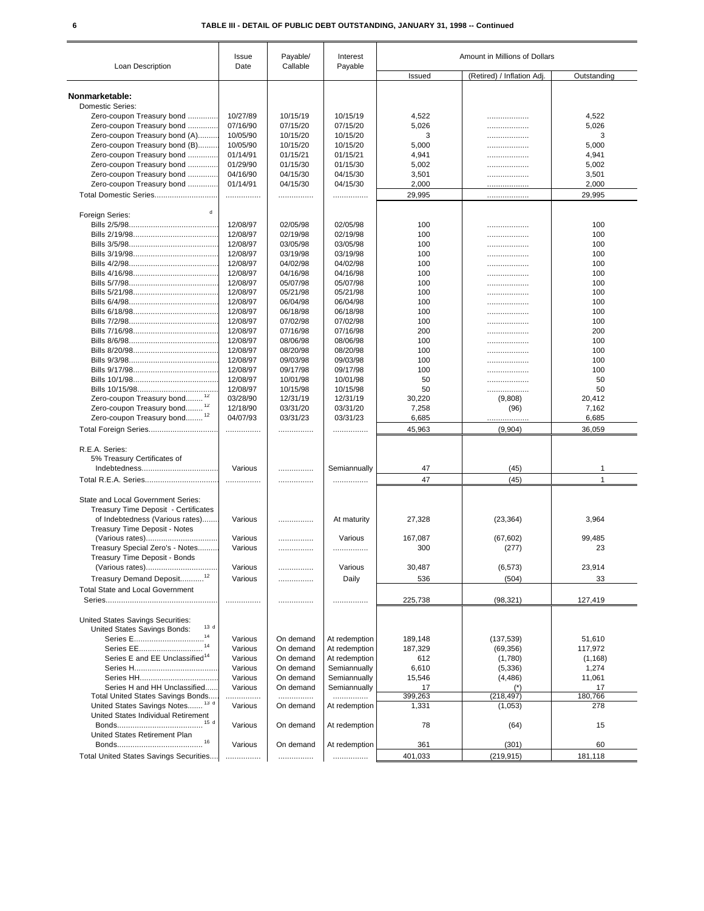# TABLE III - DETAIL OF PUBLIC DEBT OUTSTANDING, JANUARY 31, 1998 -- Continued

| Loan Description | Issue Date | Payable/ Callable | Interest Payable | Amount in Millions of Dollars | | |
|---|---|---|---|---|---|---|
| | | | | Issued | (Retired) / Inflation Adj. | Outstanding |
| **Nonmarketable:** | | | | | | |
| Domestic Series: | | | | | | |
| Zero-coupon Treasury bond .............. | 10/27/89 | 10/15/19 | 10/15/19 | 4,522 | .................. | 4,522 |
| Zero-coupon Treasury bond .............. | 07/16/90 | 07/15/20 | 07/15/20 | 5,026 | .................. | 5,026 |
| Zero-coupon Treasury bond (A).......... | 10/05/90 | 10/15/20 | 10/15/20 | 3 | .................. | 3 |
| Zero-coupon Treasury bond (B).......... | 10/05/90 | 10/15/20 | 10/15/20 | 5,000 | .................. | 5,000 |
| Zero-coupon Treasury bond .............. | 01/14/91 | 01/15/21 | 01/15/21 | 4,941 | .................. | 4,941 |
| Zero-coupon Treasury bond .............. | 01/29/90 | 01/15/30 | 01/15/30 | 5,002 | .................. | 5,002 |
| Zero-coupon Treasury bond .............. | 04/16/90 | 04/15/30 | 04/15/30 | 3,501 | .................. | 3,501 |
| Zero-coupon Treasury bond .............. | 01/14/91 | 04/15/30 | 04/15/30 | 2,000 | .................. | 2,000 |
| Total Domestic Series............................ | ................ | ................ | ................ | 29,995 | .................. | 29,995 |
| Foreign Series: [d] | | | | | | |
| Bills 2/5/98........................................ | 12/08/97 | 02/05/98 | 02/05/98 | 100 | .................. | 100 |
| Bills 2/19/98...................................... | 12/08/97 | 02/19/98 | 02/19/98 | 100 | .................. | 100 |
| Bills 3/5/98........................................ | 12/08/97 | 03/05/98 | 03/05/98 | 100 | .................. | 100 |
| Bills 3/19/98...................................... | 12/08/97 | 03/19/98 | 03/19/98 | 100 | .................. | 100 |
| Bills 4/2/98........................................ | 12/08/97 | 04/02/98 | 04/02/98 | 100 | .................. | 100 |
| Bills 4/16/98...................................... | 12/08/97 | 04/16/98 | 04/16/98 | 100 | .................. | 100 |
| Bills 5/7/98........................................ | 12/08/97 | 05/07/98 | 05/07/98 | 100 | .................. | 100 |
| Bills 5/21/98...................................... | 12/08/97 | 05/21/98 | 05/21/98 | 100 | .................. | 100 |
| Bills 6/4/98........................................ | 12/08/97 | 06/04/98 | 06/04/98 | 100 | .................. | 100 |
| Bills 6/18/98...................................... | 12/08/97 | 06/18/98 | 06/18/98 | 100 | .................. | 100 |
| Bills 7/2/98........................................ | 12/08/97 | 07/02/98 | 07/02/98 | 100 | .................. | 100 |
| Bills 7/16/98...................................... | 12/08/97 | 07/16/98 | 07/16/98 | 200 | .................. | 200 |
| Bills 8/6/98........................................ | 12/08/97 | 08/06/98 | 08/06/98 | 100 | .................. | 100 |
| Bills 8/20/98...................................... | 12/08/97 | 08/20/98 | 08/20/98 | 100 | .................. | 100 |
| Bills 9/3/98........................................ | 12/08/97 | 09/03/98 | 09/03/98 | 100 | .................. | 100 |
| Bills 9/17/98...................................... | 12/08/97 | 09/17/98 | 09/17/98 | 100 | .................. | 100 |
| Bills 10/1/98...................................... | 12/08/97 | 10/01/98 | 10/01/98 | 50 | .................. | 50 |
| Bills 10/15/98.................................... | 12/08/97 | 10/15/98 | 10/15/98 | 50 | .................. | 50 |
| Zero-coupon Treasury bond........ [12] | 03/28/90 | 12/31/19 | 12/31/19 | 30,220 | (9,808) | 20,412 |
| Zero-coupon Treasury bond........ [12] | 12/18/90 | 03/31/20 | 03/31/20 | 7,258 | (96) | 7,162 |
| Zero-coupon Treasury bond........ [12] | 04/07/93 | 03/31/23 | 03/31/23 | 6,685 | .................. | 6,685 |
| Total Foreign Series............................... | ................ | ................ | ................ | 45,963 | (9,904) | 36,059 |
| R.E.A. Series: | | | | | | |
| 5% Treasury Certificates of Indebtedness.................................. | Various | ................ | Semiannually | 47 | (45) | 1 |
| Total R.E.A. Series................................ | ................ | ................ | ................ | 47 | (45) | 1 |
| State and Local Government Series: | | | | | | |
| Treasury Time Deposit - Certificates of Indebtedness (Various rates)....... | Various | ................ | At maturity | 27,328 | (23,364) | 3,964 |
| Treasury Time Deposit - Notes (Various rates)................................ | Various | ................ | Various | 167,087 | (67,602) | 99,485 |
| Treasury Special Zero's - Notes......... | Various | ................ | ................ | 300 | (277) | 23 |
| Treasury Time Deposit - Bonds (Various rates)................................ | Various | ................ | Various | 30,487 | (6,573) | 23,914 |
| Treasury Demand Deposit........... [12] | Various | ................ | Daily | 536 | (504) | 33 |
| Total State and Local Government Series.................................................. | ................ | ................ | ................ | 225,738 | (98,321) | 127,419 |
| United States Savings Securities: | | | | | | |
| United States Savings Bonds: [13 d] | | | | | | |
| Series E................................. [14] | Various | On demand | At redemption | 189,148 | (137,539) | 51,610 |
| Series EE.............................. [14] | Various | On demand | At redemption | 187,329 | (69,356) | 117,972 |
| Series E and EE Unclassified [14] | Various | On demand | At redemption | 612 | (1,780) | (1,168) |
| Series H.................................... | Various | On demand | Semiannually | 6,610 | (5,336) | 1,274 |
| Series HH.................................. | Various | On demand | Semiannually | 15,546 | (4,486) | 11,061 |
| Series H and HH Unclassified...... | Various | On demand | Semiannually | 17 | (*) | 17 |
| Total United States Savings Bonds..... | ................ | ................ | ................ | 399,263 | (218,497) | 180,766 |
| United States Savings Notes....... [13 d] | Various | On demand | At redemption | 1,331 | (1,053) | 278 |
| United States Individual Retirement Bonds...................................... [15 d] | Various | On demand | At redemption | 78 | (64) | 15 |
| United States Retirement Plan Bonds...................................... [16] | Various | On demand | At redemption | 361 | (301) | 60 |
| Total United States Savings Securities.... | ................ | ................ | ................ | 401,033 | (219,915) | 181,118 |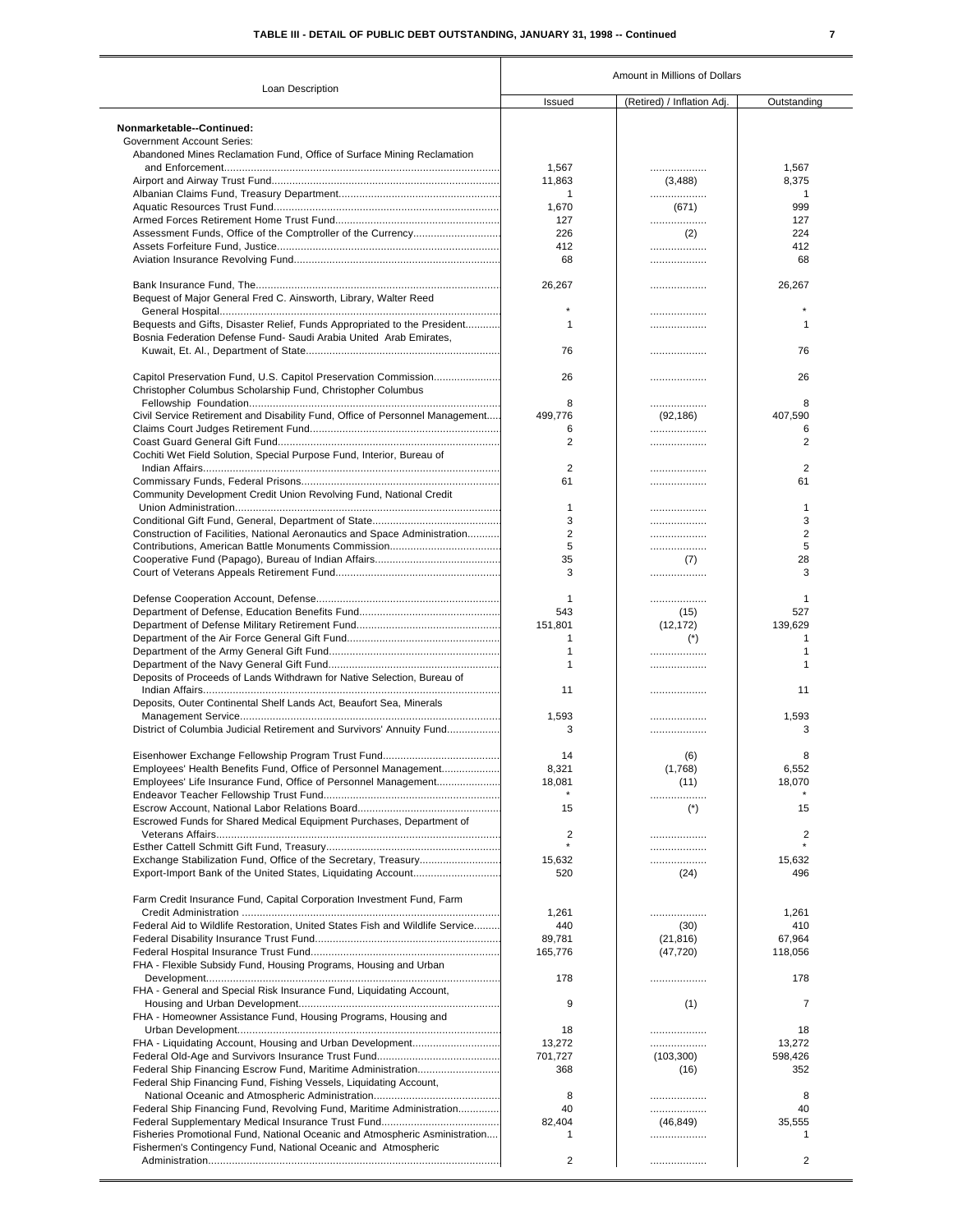**TABLE III - DETAIL OF PUBLIC DEBT OUTSTANDING, JANUARY 31, 1998 -- Continued**

| Loan Description | Amount in Millions of Dollars | | |
|---|---|---|---|
| | Issued | (Retired) / Inflation Adj. | Outstanding |
| **Nonmarketable--Continued:** | | | |
| Government Account Series: | | | |
| Abandoned Mines Reclamation Fund, Office of Surface Mining Reclamation and Enforcement | 1,567 | ................... | 1,567 |
| Airport and Airway Trust Fund | 11,863 | (3,488) | 8,375 |
| Albanian Claims Fund, Treasury Department | 1 | ................... | 1 |
| Aquatic Resources Trust Fund | 1,670 | (671) | 999 |
| Armed Forces Retirement Home Trust Fund | 127 | ................... | 127 |
| Assessment Funds, Office of the Comptroller of the Currency | 226 | (2) | 224 |
| Assets Forfeiture Fund, Justice | 412 | ................... | 412 |
| Aviation Insurance Revolving Fund | 68 | ................... | 68 |
| Bank Insurance Fund, The | 26,267 | ................... | 26,267 |
| Bequest of Major General Fred C. Ainsworth, Library, Walter Reed General Hospital | * | ................... | * |
| Bequests and Gifts, Disaster Relief, Funds Appropriated to the President | 1 | ................... | 1 |
| Bosnia Federation Defense Fund- Saudi Arabia United Arab Emirates, Kuwait, Et. Al., Department of State | 76 | ................... | 76 |
| Capitol Preservation Fund, U.S. Capitol Preservation Commission | 26 | ................... | 26 |
| Christopher Columbus Scholarship Fund, Christopher Columbus Fellowship Foundation | 8 | ................... | 8 |
| Civil Service Retirement and Disability Fund, Office of Personnel Management | 499,776 | (92,186) | 407,590 |
| Claims Court Judges Retirement Fund | 6 | ................... | 6 |
| Coast Guard General Gift Fund | 2 | ................... | 2 |
| Cochiti Wet Field Solution, Special Purpose Fund, Interior, Bureau of Indian Affairs | 2 | ................... | 2 |
| Commissary Funds, Federal Prisons | 61 | ................... | 61 |
| Community Development Credit Union Revolving Fund, National Credit Union Administration | 1 | ................... | 1 |
| Conditional Gift Fund, General, Department of State | 3 | ................... | 3 |
| Construction of Facilities, National Aeronautics and Space Administration | 2 | ................... | 2 |
| Contributions, American Battle Monuments Commission | 5 | ................... | 5 |
| Cooperative Fund (Papago), Bureau of Indian Affairs | 35 | (7) | 28 |
| Court of Veterans Appeals Retirement Fund | 3 | ................... | 3 |
| Defense Cooperation Account, Defense | 1 | ................... | 1 |
| Department of Defense, Education Benefits Fund | 543 | (15) | 527 |
| Department of Defense Military Retirement Fund | 151,801 | (12,172) | 139,629 |
| Department of the Air Force General Gift Fund | 1 | (*) | 1 |
| Department of the Army General Gift Fund | 1 | ................... | 1 |
| Department of the Navy General Gift Fund | 1 | ................... | 1 |
| Deposits of Proceeds of Lands Withdrawn for Native Selection, Bureau of Indian Affairs | 11 | ................... | 11 |
| Deposits, Outer Continental Shelf Lands Act, Beaufort Sea, Minerals Management Service | 1,593 | ................... | 1,593 |
| District of Columbia Judicial Retirement and Survivors' Annuity Fund | 3 | ................... | 3 |
| Eisenhower Exchange Fellowship Program Trust Fund | 14 | (6) | 8 |
| Employees' Health Benefits Fund, Office of Personnel Management | 8,321 | (1,768) | 6,552 |
| Employees' Life Insurance Fund, Office of Personnel Management | 18,081 | (11) | 18,070 |
| Endeavor Teacher Fellowship Trust Fund | * | ................... | * |
| Escrow Account, National Labor Relations Board | 15 | (*) | 15 |
| Escrowed Funds for Shared Medical Equipment Purchases, Department of Veterans Affairs | 2 | ................... | 2 |
| Esther Cattell Schmitt Gift Fund, Treasury | * | ................... | * |
| Exchange Stabilization Fund, Office of the Secretary, Treasury | 15,632 | ................... | 15,632 |
| Export-Import Bank of the United States, Liquidating Account | 520 | (24) | 496 |
| Farm Credit Insurance Fund, Capital Corporation Investment Fund, Farm Credit Administration | 1,261 | ................... | 1,261 |
| Federal Aid to Wildlife Restoration, United States Fish and Wildlife Service | 440 | (30) | 410 |
| Federal Disability Insurance Trust Fund | 89,781 | (21,816) | 67,964 |
| Federal Hospital Insurance Trust Fund | 165,776 | (47,720) | 118,056 |
| FHA - Flexible Subsidy Fund, Housing Programs, Housing and Urban Development | 178 | ................... | 178 |
| FHA - General and Special Risk Insurance Fund, Liquidating Account, Housing and Urban Development | 9 | (1) | 7 |
| FHA - Homeowner Assistance Fund, Housing Programs, Housing and Urban Development | 18 | ................... | 18 |
| FHA - Liquidating Account, Housing and Urban Development | 13,272 | ................... | 13,272 |
| Federal Old-Age and Survivors Insurance Trust Fund | 701,727 | (103,300) | 598,426 |
| Federal Ship Financing Escrow Fund, Maritime Administration | 368 | (16) | 352 |
| Federal Ship Financing Fund, Fishing Vessels, Liquidating Account, National Oceanic and Atmospheric Administration | 8 | ................... | 8 |
| Federal Ship Financing Fund, Revolving Fund, Maritime Administration | 40 | ................... | 40 |
| Federal Supplementary Medical Insurance Trust Fund | 82,404 | (46,849) | 35,555 |
| Fisheries Promotional Fund, National Oceanic and Atmospheric Asministration | 1 | ................... | 1 |
| Fishermen's Contingency Fund, National Oceanic and Atmospheric Administration | 2 | ................... | 2 |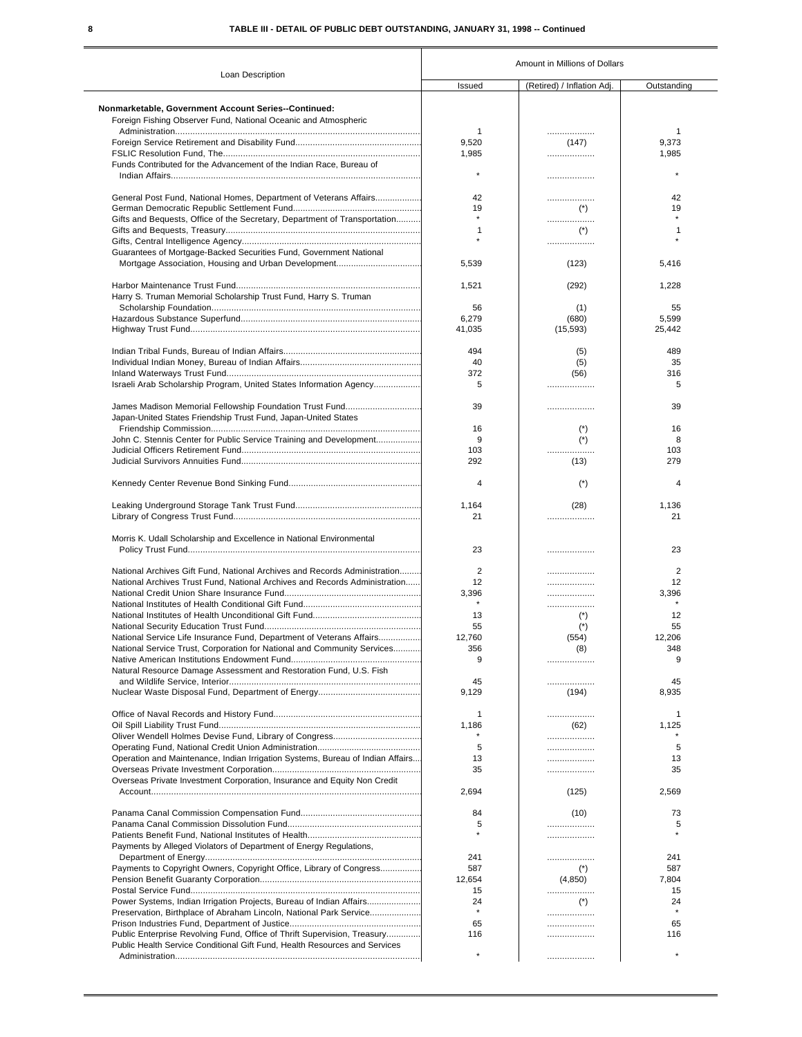**TABLE III - DETAIL OF PUBLIC DEBT OUTSTANDING, JANUARY 31, 1998 -- Continued**

| Loan Description | Amount in Millions of Dollars | | |
|---|---|---|---|
| | Issued | (Retired) / Inflation Adj. | Outstanding |
| **Nonmarketable, Government Account Series--Continued:** | | | |
| Foreign Fishing Observer Fund, National Oceanic and Atmospheric Administration | 1 | ................... | 1 |
| Foreign Service Retirement and Disability Fund | 9,520 | (147) | 9,373 |
| FSLIC Resolution Fund, The | 1,985 | ................... | 1,985 |
| Funds Contributed for the Advancement of the Indian Race, Bureau of Indian Affairs | * | ................... | * |
| General Post Fund, National Homes, Department of Veterans Affairs | 42 | ................... | 42 |
| German Democratic Republic Settlement Fund | 19 | (*) | 19 |
| Gifts and Bequests, Office of the Secretary, Department of Transportation | * | ................... | * |
| Gifts and Bequests, Treasury | 1 | (*) | 1 |
| Gifts, Central Intelligence Agency | * | ................... | * |
| Guarantees of Mortgage-Backed Securities Fund, Government National Mortgage Association, Housing and Urban Development | 5,539 | (123) | 5,416 |
| Harbor Maintenance Trust Fund | 1,521 | (292) | 1,228 |
| Harry S. Truman Memorial Scholarship Trust Fund, Harry S. Truman Scholarship Foundation | 56 | (1) | 55 |
| Hazardous Substance Superfund | 6,279 | (680) | 5,599 |
| Highway Trust Fund | 41,035 | (15,593) | 25,442 |
| Indian Tribal Funds, Bureau of Indian Affairs | 494 | (5) | 489 |
| Individual Indian Money, Bureau of Indian Affairs | 40 | (5) | 35 |
| Inland Waterways Trust Fund | 372 | (56) | 316 |
| Israeli Arab Scholarship Program, United States Information Agency | 5 | ................... | 5 |
| James Madison Memorial Fellowship Foundation Trust Fund | 39 | ................... | 39 |
| Japan-United States Friendship Trust Fund, Japan-United States Friendship Commission | 16 | (*) | 16 |
| John C. Stennis Center for Public Service Training and Development | 9 | (*) | 8 |
| Judicial Officers Retirement Fund | 103 | ................... | 103 |
| Judicial Survivors Annuities Fund | 292 | (13) | 279 |
| Kennedy Center Revenue Bond Sinking Fund | 4 | (*) | 4 |
| Leaking Underground Storage Tank Trust Fund | 1,164 | (28) | 1,136 |
| Library of Congress Trust Fund | 21 | ................... | 21 |
| Morris K. Udall Scholarship and Excellence in National Environmental Policy Trust Fund | 23 | ................... | 23 |
| National Archives Gift Fund, National Archives and Records Administration | 2 | ................... | 2 |
| National Archives Trust Fund, National Archives and Records Administration | 12 | ................... | 12 |
| National Credit Union Share Insurance Fund | 3,396 | ................... | 3,396 |
| National Institutes of Health Conditional Gift Fund | * | ................... | * |
| National Institutes of Health Unconditional Gift Fund | 13 | (*) | 12 |
| National Security Education Trust Fund | 55 | (*) | 55 |
| National Service Life Insurance Fund, Department of Veterans Affairs | 12,760 | (554) | 12,206 |
| National Service Trust, Corporation for National and Community Services | 356 | (8) | 348 |
| Native American Institutions Endowment Fund | 9 | ................... | 9 |
| Natural Resource Damage Assessment and Restoration Fund, U.S. Fish and Wildlife Service, Interior | 45 | ................... | 45 |
| Nuclear Waste Disposal Fund, Department of Energy | 9,129 | (194) | 8,935 |
| Office of Naval Records and History Fund | 1 | ................... | 1 |
| Oil Spill Liability Trust Fund | 1,186 | (62) | 1,125 |
| Oliver Wendell Holmes Devise Fund, Library of Congress | * | ................... | * |
| Operating Fund, National Credit Union Administration | 5 | ................... | 5 |
| Operation and Maintenance, Indian Irrigation Systems, Bureau of Indian Affairs | 13 | ................... | 13 |
| Overseas Private Investment Corporation | 35 | ................... | 35 |
| Overseas Private Investment Corporation, Insurance and Equity Non Credit Account | 2,694 | (125) | 2,569 |
| Panama Canal Commission Compensation Fund | 84 | (10) | 73 |
| Panama Canal Commission Dissolution Fund | 5 | ................... | 5 |
| Patients Benefit Fund, National Institutes of Health | * | ................... | * |
| Payments by Alleged Violators of Department of Energy Regulations, Department of Energy | 241 | ................... | 241 |
| Payments to Copyright Owners, Copyright Office, Library of Congress | 587 | (*) | 587 |
| Pension Benefit Guaranty Corporation | 12,654 | (4,850) | 7,804 |
| Postal Service Fund | 15 | ................... | 15 |
| Power Systems, Indian Irrigation Projects, Bureau of Indian Affairs | 24 | (*) | 24 |
| Preservation, Birthplace of Abraham Lincoln, National Park Service | * | ................... | * |
| Prison Industries Fund, Department of Justice | 65 | ................... | 65 |
| Public Enterprise Revolving Fund, Office of Thrift Supervision, Treasury | 116 | ................... | 116 |
| Public Health Service Conditional Gift Fund, Health Resources and Services Administration | * | ................... | * |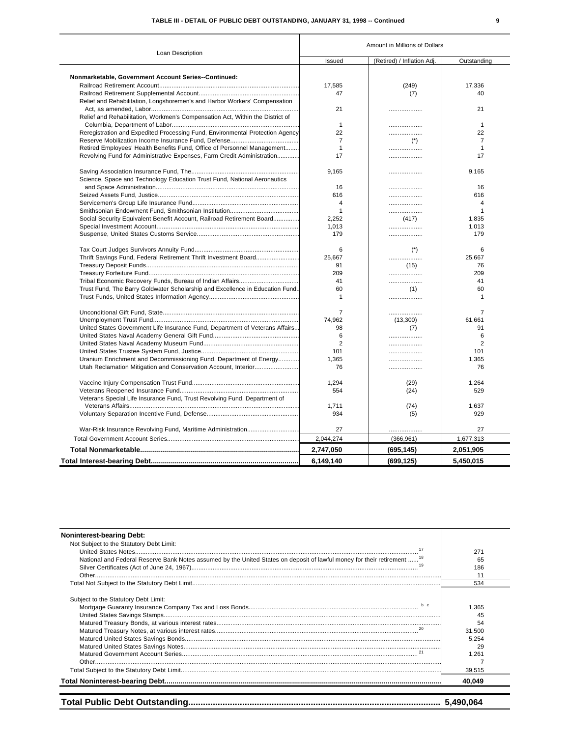### TABLE III - DETAIL OF PUBLIC DEBT OUTSTANDING, JANUARY 31, 1998 -- Continued

| Loan Description | Amount in Millions of Dollars | | |
|---|---|---|---|
| | Issued | (Retired) / Inflation Adj. | Outstanding |
| **Nonmarketable, Government Account Series--Continued:** | | | |
| Railroad Retirement Account | 17,585 | (249) | 17,336 |
| Railroad Retirement Supplemental Account | 47 | (7) | 40 |
| Relief and Rehabilitation, Longshoremen's and Harbor Workers' Compensation Act, as amended, Labor | 21 | .................. | 21 |
| Relief and Rehabilitation, Workmen's Compensation Act, Within the District of Columbia, Department of Labor | 1 | .................. | 1 |
| Reregistration and Expedited Processing Fund, Environmental Protection Agency | 22 | .................. | 22 |
| Reserve Mobilization Income Insurance Fund, Defense | 7 | (*) | 7 |
| Retired Employees' Health Benefits Fund, Office of Personnel Management | 1 | .................. | 1 |
| Revolving Fund for Administrative Expenses, Farm Credit Administration | 17 | .................. | 17 |
| Saving Association Insurance Fund, The | 9,165 | .................. | 9,165 |
| Science, Space and Technology Education Trust Fund, National Aeronautics and Space Administration | 16 | .................. | 16 |
| Seized Assets Fund, Justice | 616 | .................. | 616 |
| Servicemen's Group Life Insurance Fund | 4 | .................. | 4 |
| Smithsonian Endowment Fund, Smithsonian Institution | 1 | .................. | 1 |
| Social Security Equivalent Benefit Account, Railroad Retirement Board | 2,252 | (417) | 1,835 |
| Special Investment Account | 1,013 | .................. | 1,013 |
| Suspense, United States Customs Service | 179 | .................. | 179 |
| Tax Court Judges Survivors Annuity Fund | 6 | (*) | 6 |
| Thrift Savings Fund, Federal Retirement Thrift Investment Board | 25,667 | .................. | 25,667 |
| Treasury Deposit Funds | 91 | (15) | 76 |
| Treasury Forfeiture Fund | 209 | .................. | 209 |
| Tribal Economic Recovery Funds, Bureau of Indian Affairs | 41 | .................. | 41 |
| Trust Fund, The Barry Goldwater Scholarship and Excellence in Education Fund | 60 | (1) | 60 |
| Trust Funds, United States Information Agency | 1 | .................. | 1 |
| Unconditional Gift Fund, State | 7 | .................. | 7 |
| Unemployment Trust Fund | 74,962 | (13,300) | 61,661 |
| United States Government Life Insurance Fund, Department of Veterans Affairs | 98 | (7) | 91 |
| United States Naval Academy General Gift Fund | 6 | .................. | 6 |
| United States Naval Academy Museum Fund | 2 | .................. | 2 |
| United States Trustee System Fund, Justice | 101 | .................. | 101 |
| Uranium Enrichment and Decommissioning Fund, Department of Energy | 1,365 | .................. | 1,365 |
| Utah Reclamation Mitigation and Conservation Account, Interior | 76 | .................. | 76 |
| Vaccine Injury Compensation Trust Fund | 1,294 | (29) | 1,264 |
| Veterans Reopened Insurance Fund | 554 | (24) | 529 |
| Veterans Special Life Insurance Fund, Trust Revolving Fund, Department of Veterans Affairs | 1,711 | (74) | 1,637 |
| Voluntary Separation Incentive Fund, Defense | 934 | (5) | 929 |
| War-Risk Insurance Revolving Fund, Maritime Administration | 27 | .................. | 27 |
| Total Government Account Series | 2,044,274 | (366,961) | 1,677,313 |
| **Total Nonmarketable** | **2,747,050** | **(695,145)** | **2,051,905** |
| **Total Interest-bearing Debt** | **6,149,140** | **(699,125)** | **5,450,015** |

| | |
|---|---|
| **Noninterest-bearing Debt:** | |
| Not Subject to the Statutory Debt Limit: | |
| United States Notes [17] | 271 |
| National and Federal Reserve Bank Notes assumed by the United States on deposit of lawful money for their retirement [18] | 65 |
| Silver Certificates (Act of June 24, 1967) [19] | 186 |
| Other | 11 |
| Total Not Subject to the Statutory Debt Limit | 534 |
| Subject to the Statutory Debt Limit: | |
| Mortgage Guaranty Insurance Company Tax and Loss Bonds [b e] | 1,365 |
| United States Savings Stamps | 45 |
| Matured Treasury Bonds, at various interest rates | 54 |
| Matured Treasury Notes, at various interest rates [20] | 31,500 |
| Matured United States Savings Bonds | 5,254 |
| Matured United States Savings Notes | 29 |
| Matured Government Account Series [21] | 1,261 |
| Other | 7 |
| Total Subject to the Statutory Debt Limit | 39,515 |
| **Total Noninterest-bearing Debt** | **40,049** |
| **Total Public Debt Outstanding** | **5,490,064** |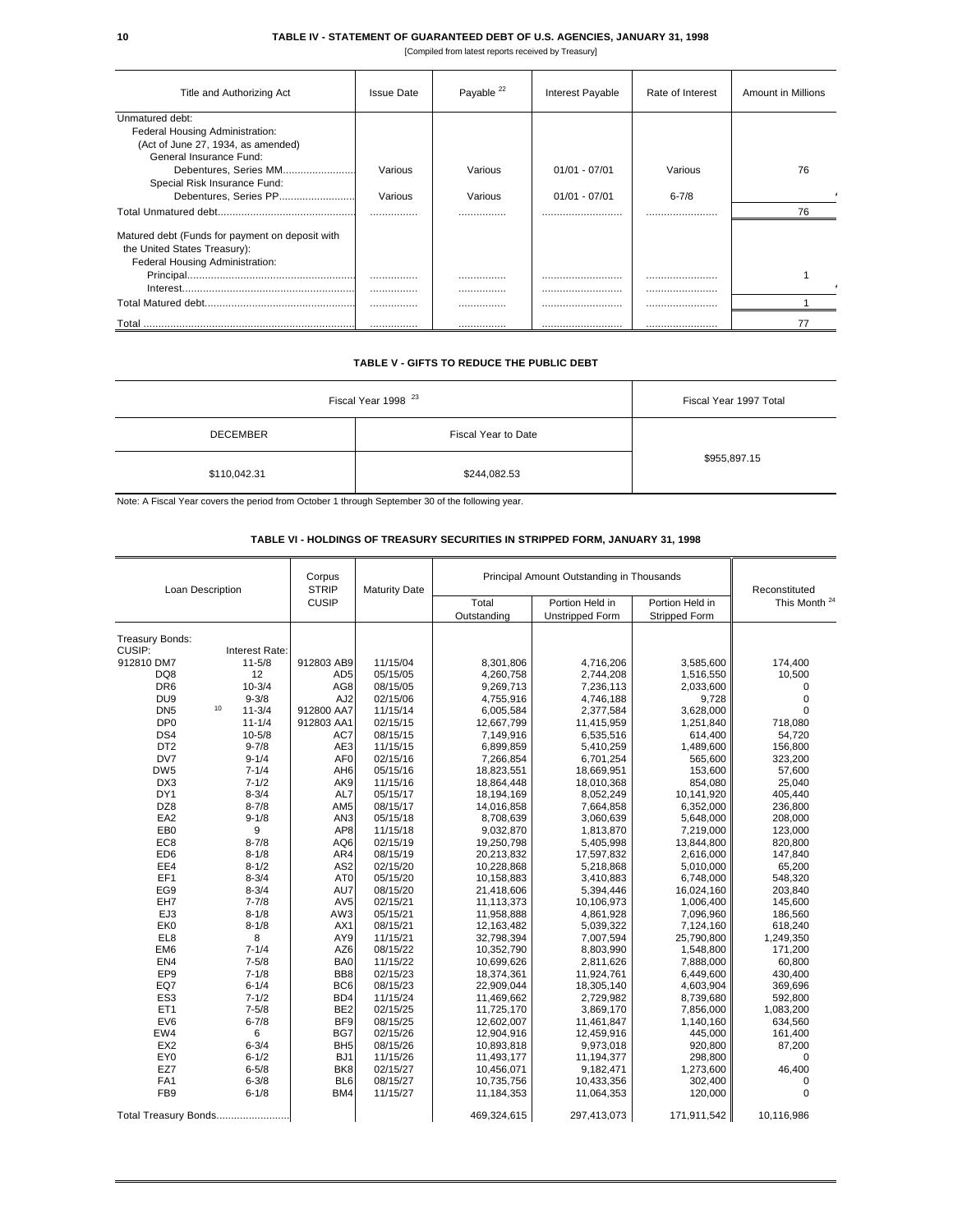## TABLE IV - STATEMENT OF GUARANTEED DEBT OF U.S. AGENCIES, JANUARY 31, 1998

[Compiled from latest reports received by Treasury]

| Title and Authorizing Act | Issue Date | Payable [22] | Interest Payable | Rate of Interest | Amount in Millions |
|---|---|---|---|---|---|
| Unmatured debt: | | | | | |
| Federal Housing Administration: | | | | | |
| (Act of June 27, 1934, as amended) | | | | | |
| General Insurance Fund: | | | | | |
| Debentures, Series MM | Various | Various | 01/01 - 07/01 | Various | 76 |
| Special Risk Insurance Fund: | | | | | |
| Debentures, Series PP | Various | Various | 01/01 - 07/01 | 6-7/8 | * |
| Total Unmatured debt | | | | | 76 |
| Matured debt (Funds for payment on deposit with the United States Treasury): | | | | | |
| Federal Housing Administration: | | | | | |
| Principal | | | | | 1 |
| Interest | | | | | * |
| Total Matured debt | | | | | 1 |
| Total | | | | | 77 |

## TABLE V - GIFTS TO REDUCE THE PUBLIC DEBT

| Fiscal Year 1998 [23] | | Fiscal Year 1997 Total |
|---|---|---|
| DECEMBER | Fiscal Year to Date | |
| $110,042.31 | $244,082.53 | $955,897.15 |

Note: A Fiscal Year covers the period from October 1 through September 30 of the following year.

## TABLE VI - HOLDINGS OF TREASURY SECURITIES IN STRIPPED FORM, JANUARY 31, 1998

| Loan Description | | Corpus STRIP CUSIP | Maturity Date | Principal Amount Outstanding in Thousands | | | Reconstituted This Month [24] |
|---|---|---|---|---|---|---|---|
| | | | | Total Outstanding | Portion Held in Unstripped Form | Portion Held in Stripped Form | |
| Treasury Bonds: | | | | | | | |
| CUSIP: | Interest Rate: | | | | | | |
| 912810 DM7 | 11-5/8 | 912803 AB9 | 11/15/04 | 8,301,806 | 4,716,206 | 3,585,600 | 174,400 |
| DQ8 | 12 | AD5 | 05/15/05 | 4,260,758 | 2,744,208 | 1,516,550 | 10,500 |
| DR6 | 10-3/4 | AG8 | 08/15/05 | 9,269,713 | 7,236,113 | 2,033,600 | 0 |
| DU9 | 9-3/8 | AJ2 | 02/15/06 | 4,755,916 | 4,746,188 | 9,728 | 0 |
| DN5 [10] | 11-3/4 | 912800 AA7 | 11/15/14 | 6,005,584 | 2,377,584 | 3,628,000 | 0 |
| DP0 | 11-1/4 | 912803 AA1 | 02/15/15 | 12,667,799 | 11,415,959 | 1,251,840 | 718,080 |
| DS4 | 10-5/8 | AC7 | 08/15/15 | 7,149,916 | 6,535,516 | 614,400 | 54,720 |
| DT2 | 9-7/8 | AE3 | 11/15/15 | 6,899,859 | 5,410,259 | 1,489,600 | 156,800 |
| DV7 | 9-1/4 | AF0 | 02/15/16 | 7,266,854 | 6,701,254 | 565,600 | 323,200 |
| DW5 | 7-1/4 | AH6 | 05/15/16 | 18,823,551 | 18,669,951 | 153,600 | 57,600 |
| DX3 | 7-1/2 | AK9 | 11/15/16 | 18,864,448 | 18,010,368 | 854,080 | 25,040 |
| DY1 | 8-3/4 | AL7 | 05/15/17 | 18,194,169 | 8,052,249 | 10,141,920 | 405,440 |
| DZ8 | 8-7/8 | AM5 | 08/15/17 | 14,016,858 | 7,664,858 | 6,352,000 | 236,800 |
| EA2 | 9-1/8 | AN3 | 05/15/18 | 8,708,639 | 3,060,639 | 5,648,000 | 208,000 |
| EB0 | 9 | AP8 | 11/15/18 | 9,032,870 | 1,813,870 | 7,219,000 | 123,000 |
| EC8 | 8-7/8 | AQ6 | 02/15/19 | 19,250,798 | 5,405,998 | 13,844,800 | 820,800 |
| ED6 | 8-1/8 | AR4 | 08/15/19 | 20,213,832 | 17,597,832 | 2,616,000 | 147,840 |
| EE4 | 8-1/2 | AS2 | 02/15/20 | 10,228,868 | 5,218,868 | 5,010,000 | 65,200 |
| EF1 | 8-3/4 | AT0 | 05/15/20 | 10,158,883 | 3,410,883 | 6,748,000 | 548,320 |
| EG9 | 8-3/4 | AU7 | 08/15/20 | 21,418,606 | 5,394,446 | 16,024,160 | 203,840 |
| EH7 | 7-7/8 | AV5 | 02/15/21 | 11,113,373 | 10,106,973 | 1,006,400 | 145,600 |
| EJ3 | 8-1/8 | AW3 | 05/15/21 | 11,958,888 | 4,861,928 | 7,096,960 | 186,560 |
| EK0 | 8-1/8 | AX1 | 08/15/21 | 12,163,482 | 5,039,322 | 7,124,160 | 618,240 |
| EL8 | 8 | AY9 | 11/15/21 | 32,798,394 | 7,007,594 | 25,790,800 | 1,249,350 |
| EM6 | 7-1/4 | AZ6 | 08/15/22 | 10,352,790 | 8,803,990 | 1,548,800 | 171,200 |
| EN4 | 7-5/8 | BA0 | 11/15/22 | 10,699,626 | 2,811,626 | 7,888,000 | 60,800 |
| EP9 | 7-1/8 | BB8 | 02/15/23 | 18,374,361 | 11,924,761 | 6,449,600 | 430,400 |
| EQ7 | 6-1/4 | BC6 | 08/15/23 | 22,909,044 | 18,305,140 | 4,603,904 | 369,696 |
| ES3 | 7-1/2 | BD4 | 11/15/24 | 11,469,662 | 2,729,982 | 8,739,680 | 592,800 |
| ET1 | 7-5/8 | BE2 | 02/15/25 | 11,725,170 | 3,869,170 | 7,856,000 | 1,083,200 |
| EV6 | 6-7/8 | BF9 | 08/15/25 | 12,602,007 | 11,461,847 | 1,140,160 | 634,560 |
| EW4 | 6 | BG7 | 02/15/26 | 12,904,916 | 12,459,916 | 445,000 | 161,400 |
| EX2 | 6-3/4 | BH5 | 08/15/26 | 10,893,818 | 9,973,018 | 920,800 | 87,200 |
| EY0 | 6-1/2 | BJ1 | 11/15/26 | 11,493,177 | 11,194,377 | 298,800 | 0 |
| EZ7 | 6-5/8 | BK8 | 02/15/27 | 10,456,071 | 9,182,471 | 1,273,600 | 46,400 |
| FA1 | 6-3/8 | BL6 | 08/15/27 | 10,735,756 | 10,433,356 | 302,400 | 0 |
| FB9 | 6-1/8 | BM4 | 11/15/27 | 11,184,353 | 11,064,353 | 120,000 | 0 |
| Total Treasury Bonds | | | | 469,324,615 | 297,413,073 | 171,911,542 | 10,116,986 |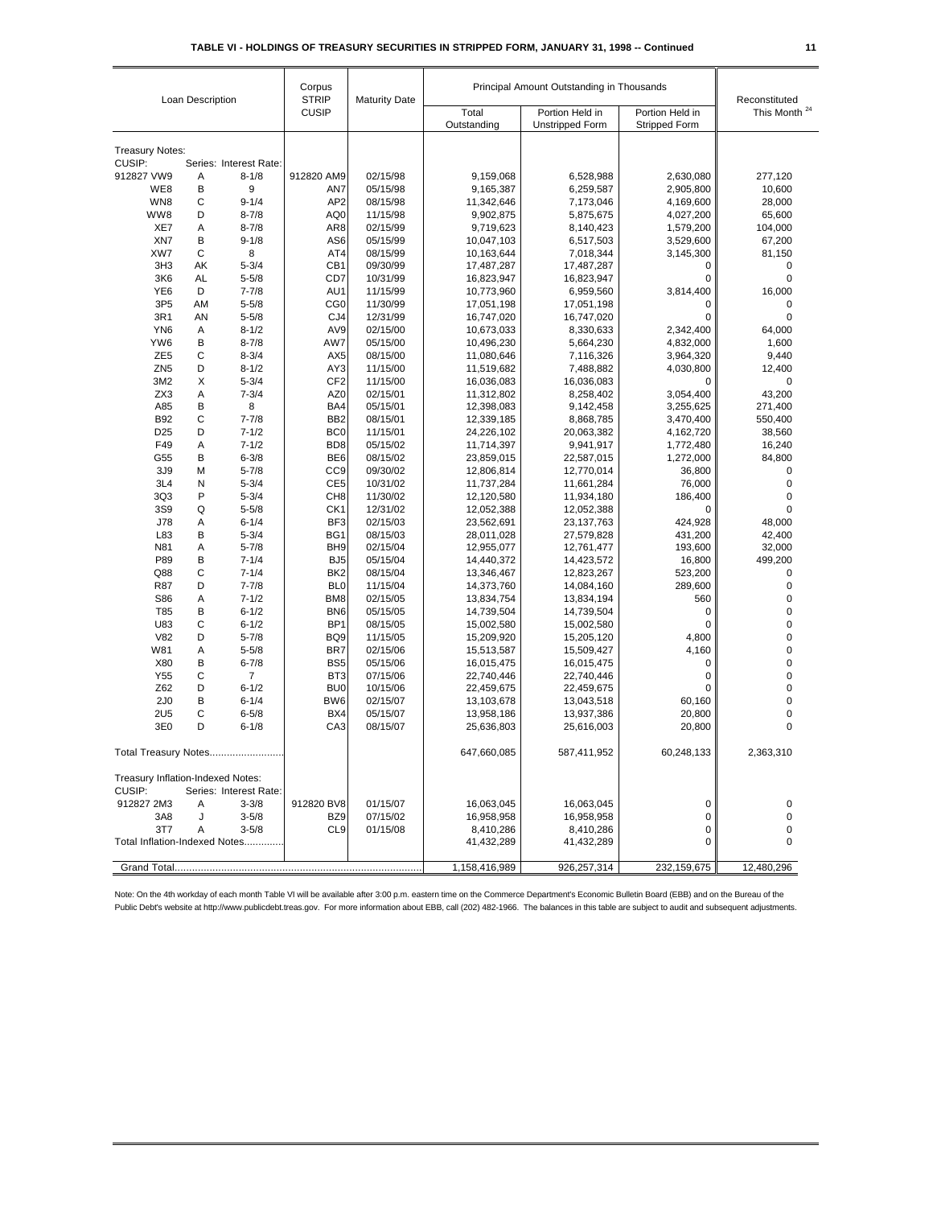**TABLE VI - HOLDINGS OF TREASURY SECURITIES IN STRIPPED FORM, JANUARY 31, 1998 -- Continued**

| Loan Description | | | Corpus STRIP CUSIP | Maturity Date | Principal Amount Outstanding in Thousands | | | Reconstituted This Month [24] |
|---|---|---|---|---|---|---|---|---|
| | | | | | Total Outstanding | Portion Held in Unstripped Form | Portion Held in Stripped Form | |
| Treasury Notes: | | | | | | | | |
| CUSIP: | Series: | Interest Rate: | | | | | | |
| 912827 VW9 | A | 8-1/8 | 912820 AM9 | 02/15/98 | 9,159,068 | 6,528,988 | 2,630,080 | 277,120 |
| WE8 | B | 9 | AN7 | 05/15/98 | 9,165,387 | 6,259,587 | 2,905,800 | 10,600 |
| WN8 | C | 9-1/4 | AP2 | 08/15/98 | 11,342,646 | 7,173,046 | 4,169,600 | 28,000 |
| WW8 | D | 8-7/8 | AQ0 | 11/15/98 | 9,902,875 | 5,875,675 | 4,027,200 | 65,600 |
| XE7 | A | 8-7/8 | AR8 | 02/15/99 | 9,719,623 | 8,140,423 | 1,579,200 | 104,000 |
| XN7 | B | 9-1/8 | AS6 | 05/15/99 | 10,047,103 | 6,517,503 | 3,529,600 | 67,200 |
| XW7 | C | 8 | AT4 | 08/15/99 | 10,163,644 | 7,018,344 | 3,145,300 | 81,150 |
| 3H3 | AK | 5-3/4 | CB1 | 09/30/99 | 17,487,287 | 17,487,287 | 0 | 0 |
| 3K6 | AL | 5-5/8 | CD7 | 10/31/99 | 16,823,947 | 16,823,947 | 0 | 0 |
| YE6 | D | 7-7/8 | AU1 | 11/15/99 | 10,773,960 | 6,959,560 | 3,814,400 | 16,000 |
| 3P5 | AM | 5-5/8 | CG0 | 11/30/99 | 17,051,198 | 17,051,198 | 0 | 0 |
| 3R1 | AN | 5-5/8 | CJ4 | 12/31/99 | 16,747,020 | 16,747,020 | 0 | 0 |
| YN6 | A | 8-1/2 | AV9 | 02/15/00 | 10,673,033 | 8,330,633 | 2,342,400 | 64,000 |
| YW6 | B | 8-7/8 | AW7 | 05/15/00 | 10,496,230 | 5,664,230 | 4,832,000 | 1,600 |
| ZE5 | C | 8-3/4 | AX5 | 08/15/00 | 11,080,646 | 7,116,326 | 3,964,320 | 9,440 |
| ZN5 | D | 8-1/2 | AY3 | 11/15/00 | 11,519,682 | 7,488,882 | 4,030,800 | 12,400 |
| 3M2 | X | 5-3/4 | CF2 | 11/15/00 | 16,036,083 | 16,036,083 | 0 | 0 |
| ZX3 | A | 7-3/4 | AZ0 | 02/15/01 | 11,312,802 | 8,258,402 | 3,054,400 | 43,200 |
| A85 | B | 8 | BA4 | 05/15/01 | 12,398,083 | 9,142,458 | 3,255,625 | 271,400 |
| B92 | C | 7-7/8 | BB2 | 08/15/01 | 12,339,185 | 8,868,785 | 3,470,400 | 550,400 |
| D25 | D | 7-1/2 | BC0 | 11/15/01 | 24,226,102 | 20,063,382 | 4,162,720 | 38,560 |
| F49 | A | 7-1/2 | BD8 | 05/15/02 | 11,714,397 | 9,941,917 | 1,772,480 | 16,240 |
| G55 | B | 6-3/8 | BE6 | 08/15/02 | 23,859,015 | 22,587,015 | 1,272,000 | 84,800 |
| 3J9 | M | 5-7/8 | CC9 | 09/30/02 | 12,806,814 | 12,770,014 | 36,800 | 0 |
| 3L4 | N | 5-3/4 | CE5 | 10/31/02 | 11,737,284 | 11,661,284 | 76,000 | 0 |
| 3Q3 | P | 5-3/4 | CH8 | 11/30/02 | 12,120,580 | 11,934,180 | 186,400 | 0 |
| 3S9 | Q | 5-5/8 | CK1 | 12/31/02 | 12,052,388 | 12,052,388 | 0 | 0 |
| J78 | A | 6-1/4 | BF3 | 02/15/03 | 23,562,691 | 23,137,763 | 424,928 | 48,000 |
| L83 | B | 5-3/4 | BG1 | 08/15/03 | 28,011,028 | 27,579,828 | 431,200 | 42,400 |
| N81 | A | 5-7/8 | BH9 | 02/15/04 | 12,955,077 | 12,761,477 | 193,600 | 32,000 |
| P89 | B | 7-1/4 | BJ5 | 05/15/04 | 14,440,372 | 14,423,572 | 16,800 | 499,200 |
| Q88 | C | 7-1/4 | BK2 | 08/15/04 | 13,346,467 | 12,823,267 | 523,200 | 0 |
| R87 | D | 7-7/8 | BL0 | 11/15/04 | 14,373,760 | 14,084,160 | 289,600 | 0 |
| S86 | A | 7-1/2 | BM8 | 02/15/05 | 13,834,754 | 13,834,194 | 560 | 0 |
| T85 | B | 6-1/2 | BN6 | 05/15/05 | 14,739,504 | 14,739,504 | 0 | 0 |
| U83 | C | 6-1/2 | BP1 | 08/15/05 | 15,002,580 | 15,002,580 | 0 | 0 |
| V82 | D | 5-7/8 | BQ9 | 11/15/05 | 15,209,920 | 15,205,120 | 4,800 | 0 |
| W81 | A | 5-5/8 | BR7 | 02/15/06 | 15,513,587 | 15,509,427 | 4,160 | 0 |
| X80 | B | 6-7/8 | BS5 | 05/15/06 | 16,015,475 | 16,015,475 | 0 | 0 |
| Y55 | C | 7 | BT3 | 07/15/06 | 22,740,446 | 22,740,446 | 0 | 0 |
| Z62 | D | 6-1/2 | BU0 | 10/15/06 | 22,459,675 | 22,459,675 | 0 | 0 |
| 2J0 | B | 6-1/4 | BW6 | 02/15/07 | 13,103,678 | 13,043,518 | 60,160 | 0 |
| 2U5 | C | 6-5/8 | BX4 | 05/15/07 | 13,958,186 | 13,937,386 | 20,800 | 0 |
| 3E0 | D | 6-1/8 | CA3 | 08/15/07 | 25,636,803 | 25,616,003 | 20,800 | 0 |
| Total Treasury Notes.......................... | | | | | 647,660,085 | 587,411,952 | 60,248,133 | 2,363,310 |
| Treasury Inflation-Indexed Notes: | | | | | | | | |
| CUSIP: | Series: | Interest Rate: | | | | | | |
| 912827 2M3 | A | 3-3/8 | 912820 BV8 | 01/15/07 | 16,063,045 | 16,063,045 | 0 | 0 |
| 3A8 | J | 3-5/8 | BZ9 | 07/15/02 | 16,958,958 | 16,958,958 | 0 | 0 |
| 3T7 | A | 3-5/8 | CL9 | 01/15/08 | 8,410,286 | 8,410,286 | 0 | 0 |
| Total Inflation-Indexed Notes.............. | | | | | 41,432,289 | 41,432,289 | 0 | 0 |
| Grand Total.......... | | | | | 1,158,416,989 | 926,257,314 | 232,159,675 | 12,480,296 |

Note: On the 4th workday of each month Table VI will be available after 3:00 p.m. eastern time on the Commerce Department's Economic Bulletin Board (EBB) and on the Bureau of the Public Debt's website at http://www.publicdebt.treas.gov. For more information about EBB, call (202) 482-1966. The balances in this table are subject to audit and subsequent adjustments.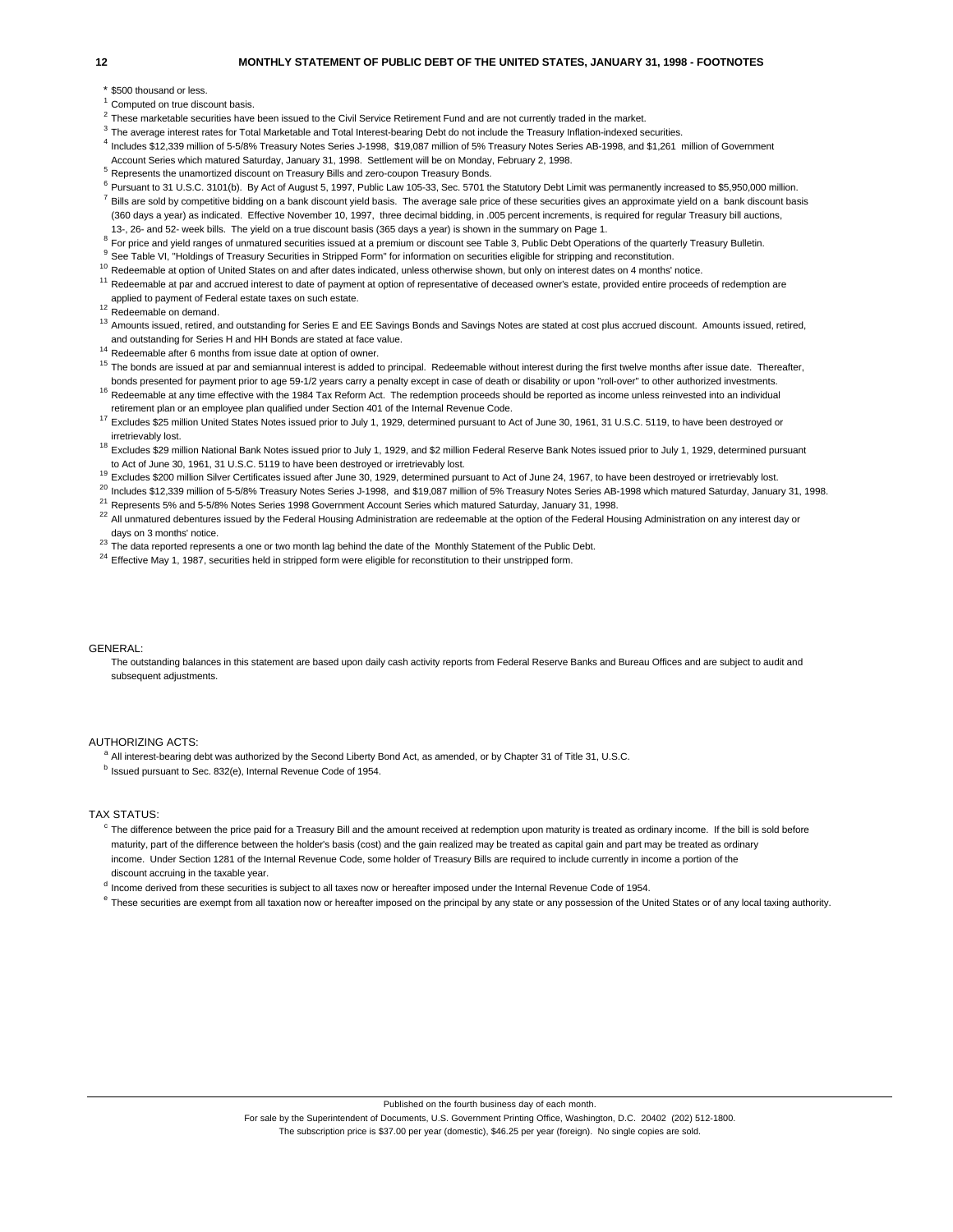\* $500 thousand or less.

[1] Computed on true discount basis.

[2] These marketable securities have been issued to the Civil Service Retirement Fund and are not currently traded in the market.

[3] The average interest rates for Total Marketable and Total Interest-bearing Debt do not include the Treasury Inflation-indexed securities.

[4] Includes $12,339 million of 5-5/8% Treasury Notes Series J-1998, $19,087 million of 5% Treasury Notes Series AB-1998, and $1,261 million of Government Account Series which matured Saturday, January 31, 1998. Settlement will be on Monday, February 2, 1998.

[5] Represents the unamortized discount on Treasury Bills and zero-coupon Treasury Bonds.

[6] Pursuant to 31 U.S.C. 3101(b). By Act of August 5, 1997, Public Law 105-33, Sec. 5701 the Statutory Debt Limit was permanently increased to $5,950,000 million.

[7] Bills are sold by competitive bidding on a bank discount yield basis. The average sale price of these securities gives an approximate yield on a bank discount basis (360 days a year) as indicated. Effective November 10, 1997, three decimal bidding, in .005 percent increments, is required for regular Treasury bill auctions, 13-, 26- and 52- week bills. The yield on a true discount basis (365 days a year) is shown in the summary on Page 1.

[8] For price and yield ranges of unmatured securities issued at a premium or discount see Table 3, Public Debt Operations of the quarterly Treasury Bulletin.

[9] See Table VI, "Holdings of Treasury Securities in Stripped Form" for information on securities eligible for stripping and reconstitution.

[10] Redeemable at option of United States on and after dates indicated, unless otherwise shown, but only on interest dates on 4 months' notice.

[11] Redeemable at par and accrued interest to date of payment at option of representative of deceased owner's estate, provided entire proceeds of redemption are applied to payment of Federal estate taxes on such estate.

[12] Redeemable on demand.

[13] Amounts issued, retired, and outstanding for Series E and EE Savings Bonds and Savings Notes are stated at cost plus accrued discount. Amounts issued, retired, and outstanding for Series H and HH Bonds are stated at face value.

[14] Redeemable after 6 months from issue date at option of owner.

[15] The bonds are issued at par and semiannual interest is added to principal. Redeemable without interest during the first twelve months after issue date. Thereafter, bonds presented for payment prior to age 59-1/2 years carry a penalty except in case of death or disability or upon "roll-over" to other authorized investments.

[16] Redeemable at any time effective with the 1984 Tax Reform Act. The redemption proceeds should be reported as income unless reinvested into an individual retirement plan or an employee plan qualified under Section 401 of the Internal Revenue Code.

[17] Excludes $25 million United States Notes issued prior to July 1, 1929, determined pursuant to Act of June 30, 1961, 31 U.S.C. 5119, to have been destroyed or irretrievably lost.

[18] Excludes $29 million National Bank Notes issued prior to July 1, 1929, and $2 million Federal Reserve Bank Notes issued prior to July 1, 1929, determined pursuant to Act of June 30, 1961, 31 U.S.C. 5119 to have been destroyed or irretrievably lost.

[19] Excludes $200 million Silver Certificates issued after June 30, 1929, determined pursuant to Act of June 24, 1967, to have been destroyed or irretrievably lost.

[20] Includes $12,339 million of 5-5/8% Treasury Notes Series J-1998, and $19,087 million of 5% Treasury Notes Series AB-1998 which matured Saturday, January 31, 1998.

[21] Represents 5% and 5-5/8% Notes Series 1998 Government Account Series which matured Saturday, January 31, 1998.

[22] All unmatured debentures issued by the Federal Housing Administration are redeemable at the option of the Federal Housing Administration on any interest day or days on 3 months' notice.

[23] The data reported represents a one or two month lag behind the date of the Monthly Statement of the Public Debt.

[24] Effective May 1, 1987, securities held in stripped form were eligible for reconstitution to their unstripped form.

GENERAL:

The outstanding balances in this statement are based upon daily cash activity reports from Federal Reserve Banks and Bureau Offices and are subject to audit and subsequent adjustments.

AUTHORIZING ACTS:

[a] All interest-bearing debt was authorized by the Second Liberty Bond Act, as amended, or by Chapter 31 of Title 31, U.S.C.

[b] Issued pursuant to Sec. 832(e), Internal Revenue Code of 1954.

TAX STATUS:

[c] The difference between the price paid for a Treasury Bill and the amount received at redemption upon maturity is treated as ordinary income. If the bill is sold before maturity, part of the difference between the holder's basis (cost) and the gain realized may be treated as capital gain and part may be treated as ordinary income. Under Section 1281 of the Internal Revenue Code, some holder of Treasury Bills are required to include currently in income a portion of the discount accruing in the taxable year.

[d] Income derived from these securities is subject to all taxes now or hereafter imposed under the Internal Revenue Code of 1954.

[e] These securities are exempt from all taxation now or hereafter imposed on the principal by any state or any possession of the United States or of any local taxing authority.

Published on the fourth business day of each month.

For sale by the Superintendent of Documents, U.S. Government Printing Office, Washington, D.C. 20402 (202) 512-1800.

The subscription price is $37.00 per year (domestic), $46.25 per year (foreign). No single copies are sold.